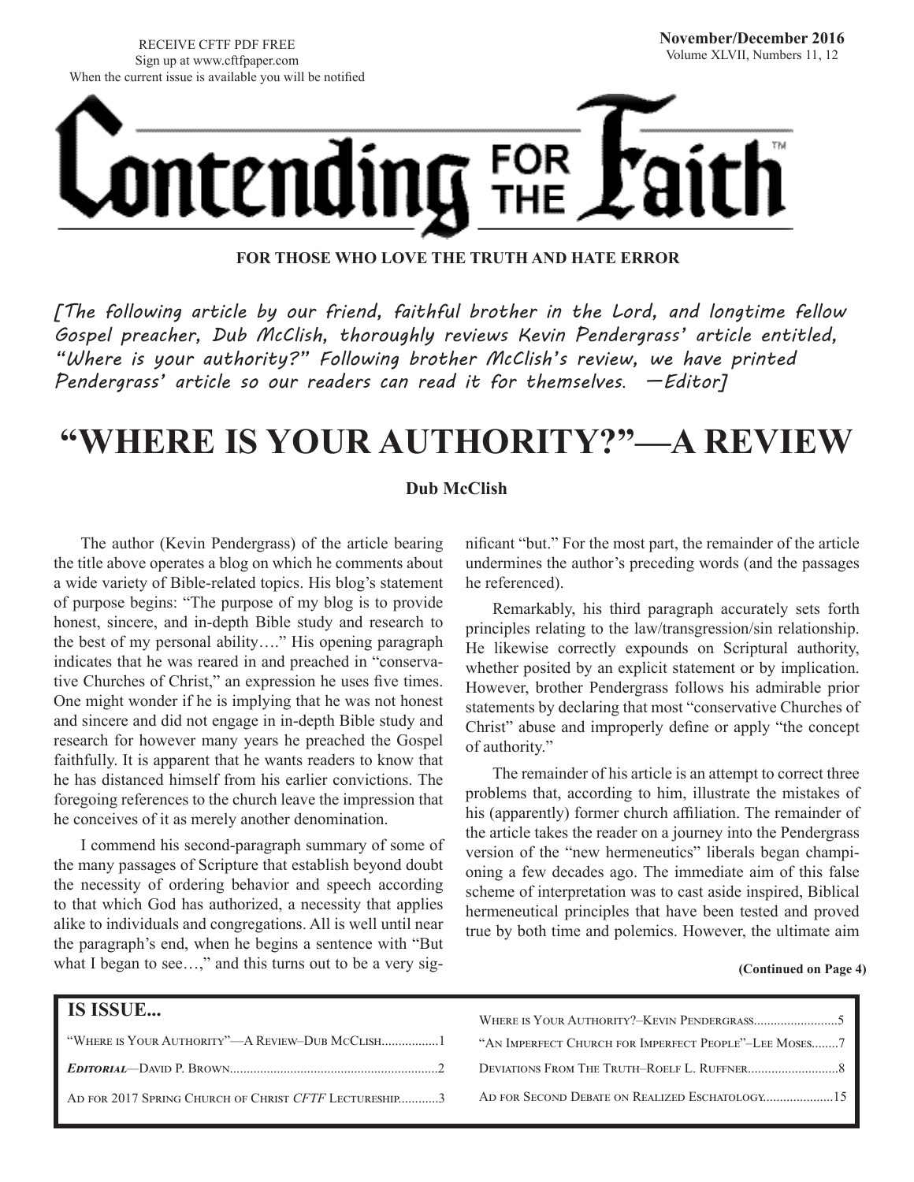RECEIVE CFTF PDF FREE
Sign up at www.cftfpaper.com
When the current issue is available you will be notified

**November/December 2016**
Volume XLVII, Numbers 11, 12

# Contending FOR THE Faith™

**FOR THOSE WHO LOVE THE TRUTH AND HATE ERROR**

*[The following article by our friend, faithful brother in the Lord, and longtime fellow Gospel preacher, Dub McClish, thoroughly reviews Kevin Pendergrass' article entitled, "Where is your authority?" Following brother McClish's review, we have printed Pendergrass' article so our readers can read it for themselves. —Editor]*

## "WHERE IS YOUR AUTHORITY?"—A REVIEW

**Dub McClish**

The author (Kevin Pendergrass) of the article bearing the title above operates a blog on which he comments about a wide variety of Bible-related topics. His blog's statement of purpose begins: "The purpose of my blog is to provide honest, sincere, and in-depth Bible study and research to the best of my personal ability…." His opening paragraph indicates that he was reared in and preached in "conservative Churches of Christ," an expression he uses five times. One might wonder if he is implying that he was not honest and sincere and did not engage in in-depth Bible study and research for however many years he preached the Gospel faithfully. It is apparent that he wants readers to know that he has distanced himself from his earlier convictions. The foregoing references to the church leave the impression that he conceives of it as merely another denomination.

I commend his second-paragraph summary of some of the many passages of Scripture that establish beyond doubt the necessity of ordering behavior and speech according to that which God has authorized, a necessity that applies alike to individuals and congregations. All is well until near the paragraph's end, when he begins a sentence with "But what I began to see…," and this turns out to be a very significant "but." For the most part, the remainder of the article undermines the author's preceding words (and the passages he referenced).

Remarkably, his third paragraph accurately sets forth principles relating to the law/transgression/sin relationship. He likewise correctly expounds on Scriptural authority, whether posited by an explicit statement or by implication. However, brother Pendergrass follows his admirable prior statements by declaring that most "conservative Churches of Christ" abuse and improperly define or apply "the concept of authority."

The remainder of his article is an attempt to correct three problems that, according to him, illustrate the mistakes of his (apparently) former church affiliation. The remainder of the article takes the reader on a journey into the Pendergrass version of the "new hermeneutics" liberals began championing a few decades ago. The immediate aim of this false scheme of interpretation was to cast aside inspired, Biblical hermeneutical principles that have been tested and proved true by both time and polemics. However, the ultimate aim

**(Continued on Page 4)**

**IS ISSUE...**

| | |
|---|---|
| "Where is Your Authority"—A Review–Dub McClish | 1 |
| ***Editorial***—David P. Brown | 2 |
| Ad for 2017 Spring Church of Christ *CFTF* Lectureship | 3 |
| Where is Your Authority?–Kevin Pendergrass | 5 |
| "An Imperfect Church for Imperfect People"–Lee Moses | 7 |
| Deviations From The Truth–Roelf L. Ruffner | 8 |
| Ad for Second Debate on Realized Eschatology | 15 |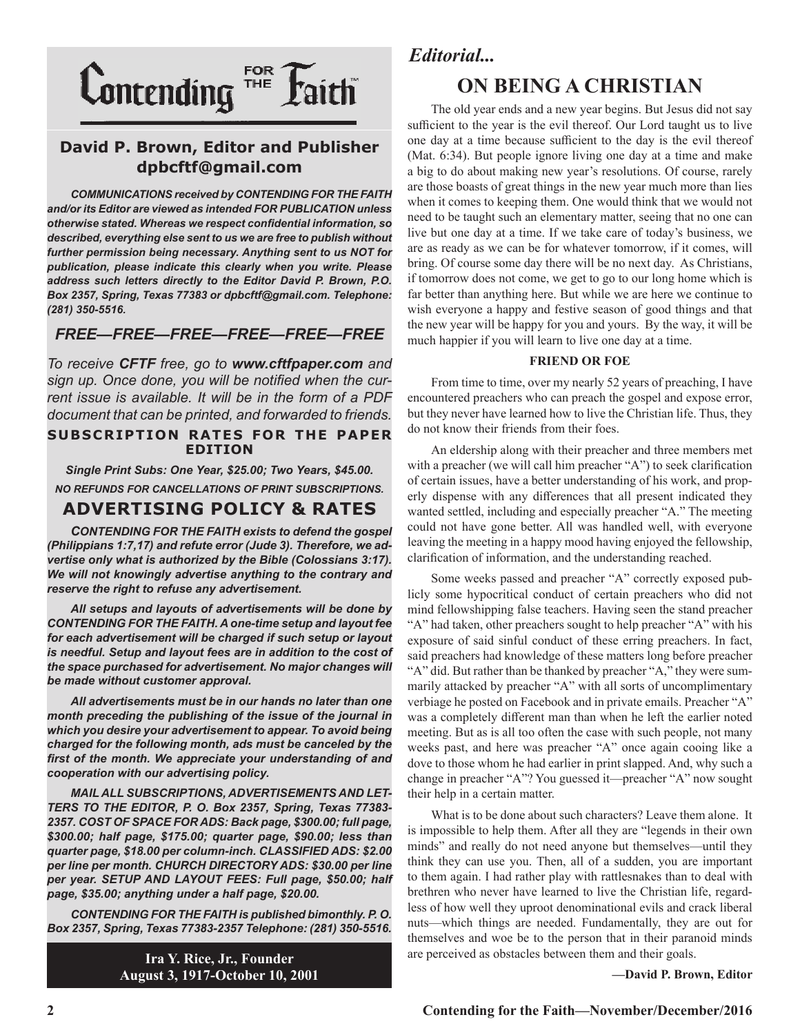# Contending FOR THE Faith™

## David P. Brown, Editor and Publisher
**dpbcftf@gmail.com**

***COMMUNICATIONS received by CONTENDING FOR THE FAITH and/or its Editor are viewed as intended FOR PUBLICATION unless otherwise stated. Whereas we respect confidential information, so described, everything else sent to us we are free to publish without further permission being necessary. Anything sent to us NOT for publication, please indicate this clearly when you write. Please address such letters directly to the Editor David P. Brown, P.O. Box 2357, Spring, Texas 77383 or dpbcftf@gmail.com. Telephone: (281) 350-5516.***

### *FREE—FREE—FREE—FREE—FREE—FREE*

*To receive **CFTF** free, go to **www.cftfpaper.com** and sign up. Once done, you will be notified when the current issue is available. It will be in the form of a PDF document that can be printed, and forwarded to friends.*

### SUBSCRIPTION RATES FOR THE PAPER EDITION

***Single Print Subs: One Year, $25.00; Two Years, $45.00.***

***NO REFUNDS FOR CANCELLATIONS OF PRINT SUBSCRIPTIONS.***

### ADVERTISING POLICY & RATES

***CONTENDING FOR THE FAITH exists to defend the gospel (Philippians 1:7,17) and refute error (Jude 3). Therefore, we advertise only what is authorized by the Bible (Colossians 3:17). We will not knowingly advertise anything to the contrary and reserve the right to refuse any advertisement.***

***All setups and layouts of advertisements will be done by CONTENDING FOR THE FAITH. A one-time setup and layout fee for each advertisement will be charged if such setup or layout is needful. Setup and layout fees are in addition to the cost of the space purchased for advertisement. No major changes will be made without customer approval.***

***All advertisements must be in our hands no later than one month preceding the publishing of the issue of the journal in which you desire your advertisement to appear. To avoid being charged for the following month, ads must be canceled by the first of the month. We appreciate your understanding of and cooperation with our advertising policy.***

***MAIL ALL SUBSCRIPTIONS, ADVERTISEMENTS AND LETTERS TO THE EDITOR, P. O. Box 2357, Spring, Texas 77383-2357. COST OF SPACE FOR ADS: Back page, $300.00; full page, $300.00; half page, $175.00; quarter page, $90.00; less than quarter page, $18.00 per column-inch. CLASSIFIED ADS: $2.00 per line per month. CHURCH DIRECTORY ADS: $30.00 per line per year. SETUP AND LAYOUT FEES: Full page, $50.00; half page, $35.00; anything under a half page, $20.00.***

***CONTENDING FOR THE FAITH is published bimonthly. P. O. Box 2357, Spring, Texas 77383-2357 Telephone: (281) 350-5516.***

**Ira Y. Rice, Jr., Founder**
**August 3, 1917-October 10, 2001**

*Editorial...*

# ON BEING A CHRISTIAN

The old year ends and a new year begins. But Jesus did not say sufficient to the year is the evil thereof. Our Lord taught us to live one day at a time because sufficient to the day is the evil thereof (Mat. 6:34). But people ignore living one day at a time and make a big to do about making new year's resolutions. Of course, rarely are those boasts of great things in the new year much more than lies when it comes to keeping them. One would think that we would not need to be taught such an elementary matter, seeing that no one can live but one day at a time. If we take care of today's business, we are as ready as we can be for whatever tomorrow, if it comes, will bring. Of course some day there will be no next day. As Christians, if tomorrow does not come, we get to go to our long home which is far better than anything here. But while we are here we continue to wish everyone a happy and festive season of good things and that the new year will be happy for you and yours. By the way, it will be much happier if you will learn to live one day at a time.

**FRIEND OR FOE**

From time to time, over my nearly 52 years of preaching, I have encountered preachers who can preach the gospel and expose error, but they never have learned how to live the Christian life. Thus, they do not know their friends from their foes.

An eldership along with their preacher and three members met with a preacher (we will call him preacher "A") to seek clarification of certain issues, have a better understanding of his work, and properly dispense with any differences that all present indicated they wanted settled, including and especially preacher "A." The meeting could not have gone better. All was handled well, with everyone leaving the meeting in a happy mood having enjoyed the fellowship, clarification of information, and the understanding reached.

Some weeks passed and preacher "A" correctly exposed publicly some hypocritical conduct of certain preachers who did not mind fellowshipping false teachers. Having seen the stand preacher "A" had taken, other preachers sought to help preacher "A" with his exposure of said sinful conduct of these erring preachers. In fact, said preachers had knowledge of these matters long before preacher "A" did. But rather than be thanked by preacher "A," they were summarily attacked by preacher "A" with all sorts of uncomplimentary verbiage he posted on Facebook and in private emails. Preacher "A" was a completely different man than when he left the earlier noted meeting. But as is all too often the case with such people, not many weeks past, and here was preacher "A" once again cooing like a dove to those whom he had earlier in print slapped. And, why such a change in preacher "A"? You guessed it—preacher "A" now sought their help in a certain matter.

What is to be done about such characters? Leave them alone. It is impossible to help them. After all they are "legends in their own minds" and really do not need anyone but themselves—until they think they can use you. Then, all of a sudden, you are important to them again. I had rather play with rattlesnakes than to deal with brethren who never have learned to live the Christian life, regardless of how well they uproot denominational evils and crack liberal nuts—which things are needed. Fundamentally, they are out for themselves and woe be to the person that in their paranoid minds are perceived as obstacles between them and their goals.

**—David P. Brown, Editor**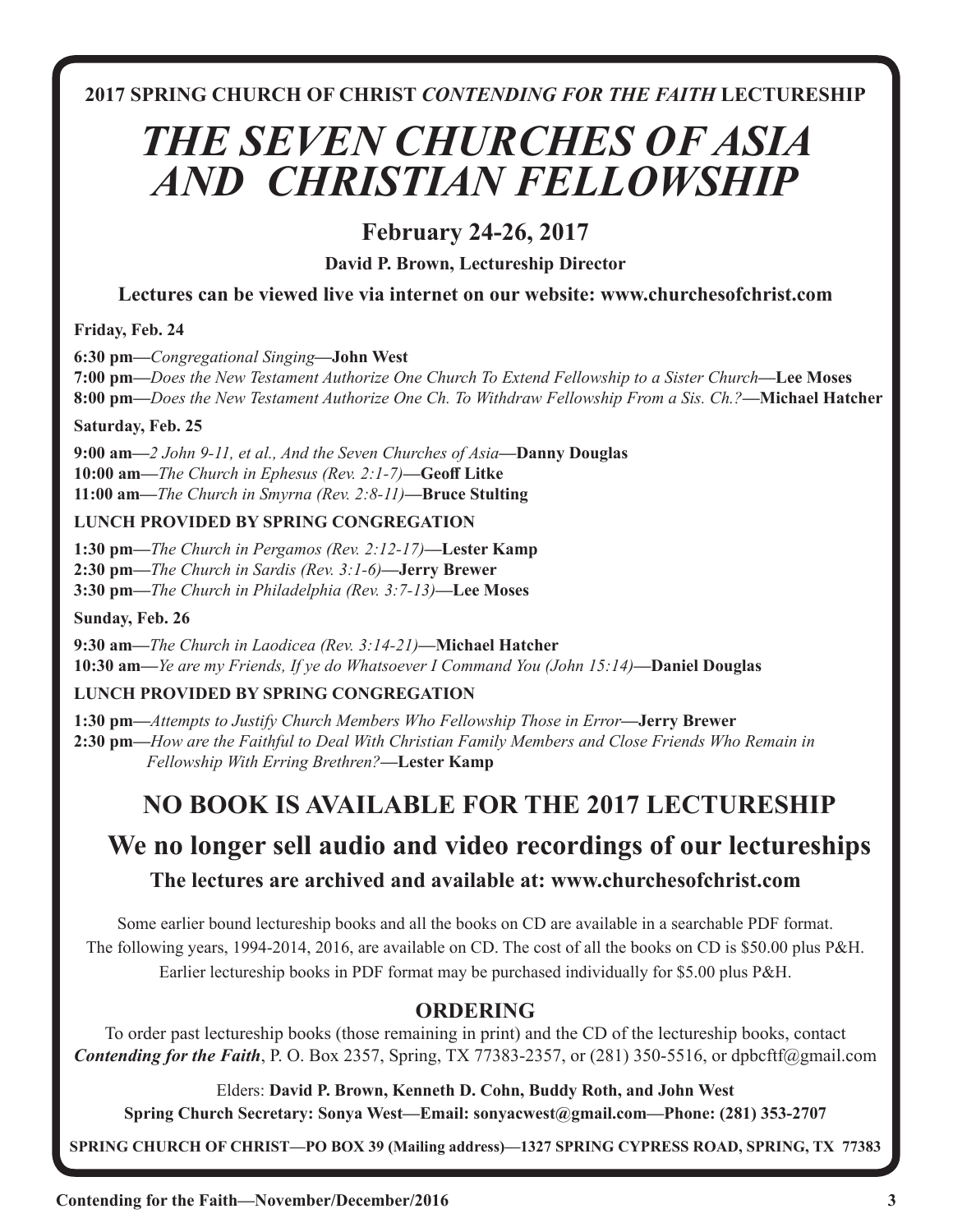**2017 SPRING CHURCH OF CHRIST *CONTENDING FOR THE FAITH* LECTURESHIP**

# *THE SEVEN CHURCHES OF ASIA AND CHRISTIAN FELLOWSHIP*

## February 24-26, 2017

**David P. Brown, Lectureship Director**

**Lectures can be viewed live via internet on our website: www.churchesofchrist.com**

**Friday, Feb. 24**

**6:30 pm—***Congregational Singing***—John West**
**7:00 pm—***Does the New Testament Authorize One Church To Extend Fellowship to a Sister Church***—Lee Moses**
**8:00 pm—***Does the New Testament Authorize One Ch. To Withdraw Fellowship From a Sis. Ch.?***—Michael Hatcher**

**Saturday, Feb. 25**

**9:00 am—***2 John 9-11, et al., And the Seven Churches of Asia***—Danny Douglas**
**10:00 am—***The Church in Ephesus (Rev. 2:1-7)***—Geoff Litke**
**11:00 am—***The Church in Smyrna (Rev. 2:8-11)***—Bruce Stulting**

**LUNCH PROVIDED BY SPRING CONGREGATION**

**1:30 pm—***The Church in Pergamos (Rev. 2:12-17)***—Lester Kamp**
**2:30 pm—***The Church in Sardis (Rev. 3:1-6)***—Jerry Brewer**
**3:30 pm—***The Church in Philadelphia (Rev. 3:7-13)***—Lee Moses**

**Sunday, Feb. 26**

**9:30 am—***The Church in Laodicea (Rev. 3:14-21)***—Michael Hatcher**
**10:30 am—***Ye are my Friends, If ye do Whatsoever I Command You (John 15:14)***—Daniel Douglas**

**LUNCH PROVIDED BY SPRING CONGREGATION**

**1:30 pm—***Attempts to Justify Church Members Who Fellowship Those in Error***—Jerry Brewer**
**2:30 pm—***How are the Faithful to Deal With Christian Family Members and Close Friends Who Remain in Fellowship With Erring Brethren?***—Lester Kamp**

## NO BOOK IS AVAILABLE FOR THE 2017 LECTURESHIP

## We no longer sell audio and video recordings of our lectureships

**The lectures are archived and available at: www.churchesofchrist.com**

Some earlier bound lectureship books and all the books on CD are available in a searchable PDF format. The following years, 1994-2014, 2016, are available on CD. The cost of all the books on CD is $50.00 plus P&H. Earlier lectureship books in PDF format may be purchased individually for $5.00 plus P&H.

### ORDERING

To order past lectureship books (those remaining in print) and the CD of the lectureship books, contact ***Contending for the Faith***, P. O. Box 2357, Spring, TX 77383-2357, or (281) 350-5516, or dpbcftf@gmail.com

Elders: **David P. Brown, Kenneth D. Cohn, Buddy Roth, and John West**
**Spring Church Secretary: Sonya West—Email: sonyacwest@gmail.com—Phone: (281) 353-2707**

**SPRING CHURCH OF CHRIST—PO BOX 39 (Mailing address)—1327 SPRING CYPRESS ROAD, SPRING, TX 77383**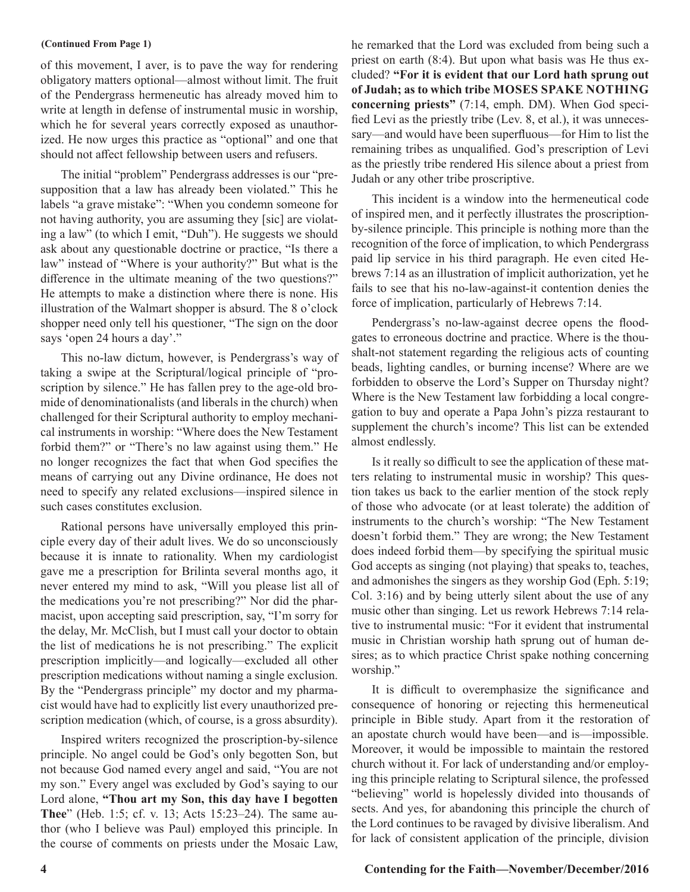**(Continued From Page 1)**

of this movement, I aver, is to pave the way for rendering obligatory matters optional—almost without limit. The fruit of the Pendergrass hermeneutic has already moved him to write at length in defense of instrumental music in worship, which he for several years correctly exposed as unauthorized. He now urges this practice as "optional" and one that should not affect fellowship between users and refusers.

The initial "problem" Pendergrass addresses is our "presupposition that a law has already been violated." This he labels "a grave mistake": "When you condemn someone for not having authority, you are assuming they [sic] are violating a law" (to which I emit, "Duh"). He suggests we should ask about any questionable doctrine or practice, "Is there a law" instead of "Where is your authority?" But what is the difference in the ultimate meaning of the two questions?" He attempts to make a distinction where there is none. His illustration of the Walmart shopper is absurd. The 8 o'clock shopper need only tell his questioner, "The sign on the door says 'open 24 hours a day'."

This no-law dictum, however, is Pendergrass's way of taking a swipe at the Scriptural/logical principle of "proscription by silence." He has fallen prey to the age-old bromide of denominationalists (and liberals in the church) when challenged for their Scriptural authority to employ mechanical instruments in worship: "Where does the New Testament forbid them?" or "There's no law against using them." He no longer recognizes the fact that when God specifies the means of carrying out any Divine ordinance, He does not need to specify any related exclusions—inspired silence in such cases constitutes exclusion.

Rational persons have universally employed this principle every day of their adult lives. We do so unconsciously because it is innate to rationality. When my cardiologist gave me a prescription for Brilinta several months ago, it never entered my mind to ask, "Will you please list all of the medications you're not prescribing?" Nor did the pharmacist, upon accepting said prescription, say, "I'm sorry for the delay, Mr. McClish, but I must call your doctor to obtain the list of medications he is not prescribing." The explicit prescription implicitly—and logically—excluded all other prescription medications without naming a single exclusion. By the "Pendergrass principle" my doctor and my pharmacist would have had to explicitly list every unauthorized prescription medication (which, of course, is a gross absurdity).

Inspired writers recognized the proscription-by-silence principle. No angel could be God's only begotten Son, but not because God named every angel and said, "You are not my son." Every angel was excluded by God's saying to our Lord alone, **"Thou art my Son, this day have I begotten Thee"** (Heb. 1:5; cf. v. 13; Acts 15:23–24). The same author (who I believe was Paul) employed this principle. In the course of comments on priests under the Mosaic Law, he remarked that the Lord was excluded from being such a priest on earth (8:4). But upon what basis was He thus excluded? **"For it is evident that our Lord hath sprung out of Judah; as to which tribe MOSES SPAKE NOTHING concerning priests"** (7:14, emph. DM). When God specified Levi as the priestly tribe (Lev. 8, et al.), it was unnecessary—and would have been superfluous—for Him to list the remaining tribes as unqualified. God's prescription of Levi as the priestly tribe rendered His silence about a priest from Judah or any other tribe proscriptive.

This incident is a window into the hermeneutical code of inspired men, and it perfectly illustrates the proscription-by-silence principle. This principle is nothing more than the recognition of the force of implication, to which Pendergrass paid lip service in his third paragraph. He even cited Hebrews 7:14 as an illustration of implicit authorization, yet he fails to see that his no-law-against-it contention denies the force of implication, particularly of Hebrews 7:14.

Pendergrass's no-law-against decree opens the floodgates to erroneous doctrine and practice. Where is the thou-shalt-not statement regarding the religious acts of counting beads, lighting candles, or burning incense? Where are we forbidden to observe the Lord's Supper on Thursday night? Where is the New Testament law forbidding a local congregation to buy and operate a Papa John's pizza restaurant to supplement the church's income? This list can be extended almost endlessly.

Is it really so difficult to see the application of these matters relating to instrumental music in worship? This question takes us back to the earlier mention of the stock reply of those who advocate (or at least tolerate) the addition of instruments to the church's worship: "The New Testament doesn't forbid them." They are wrong; the New Testament does indeed forbid them—by specifying the spiritual music God accepts as singing (not playing) that speaks to, teaches, and admonishes the singers as they worship God (Eph. 5:19; Col. 3:16) and by being utterly silent about the use of any music other than singing. Let us rework Hebrews 7:14 relative to instrumental music: "For it evident that instrumental music in Christian worship hath sprung out of human desires; as to which practice Christ spake nothing concerning worship."

It is difficult to overemphasize the significance and consequence of honoring or rejecting this hermeneutical principle in Bible study. Apart from it the restoration of an apostate church would have been—and is—impossible. Moreover, it would be impossible to maintain the restored church without it. For lack of understanding and/or employing this principle relating to Scriptural silence, the professed "believing" world is hopelessly divided into thousands of sects. And yes, for abandoning this principle the church of the Lord continues to be ravaged by divisive liberalism. And for lack of consistent application of the principle, division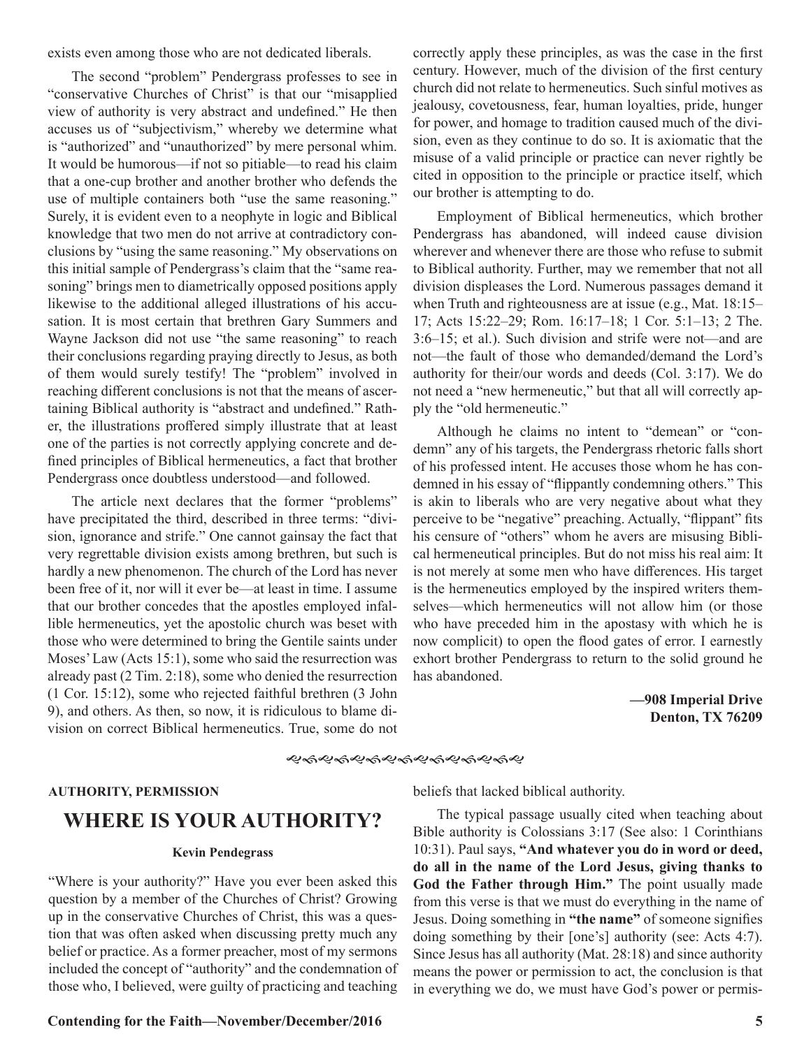exists even among those who are not dedicated liberals.

The second "problem" Pendergrass professes to see in "conservative Churches of Christ" is that our "misapplied view of authority is very abstract and undefined." He then accuses us of "subjectivism," whereby we determine what is "authorized" and "unauthorized" by mere personal whim. It would be humorous—if not so pitiable—to read his claim that a one-cup brother and another brother who defends the use of multiple containers both "use the same reasoning." Surely, it is evident even to a neophyte in logic and Biblical knowledge that two men do not arrive at contradictory conclusions by "using the same reasoning." My observations on this initial sample of Pendergrass's claim that the "same reasoning" brings men to diametrically opposed positions apply likewise to the additional alleged illustrations of his accusation. It is most certain that brethren Gary Summers and Wayne Jackson did not use "the same reasoning" to reach their conclusions regarding praying directly to Jesus, as both of them would surely testify! The "problem" involved in reaching different conclusions is not that the means of ascertaining Biblical authority is "abstract and undefined." Rather, the illustrations proffered simply illustrate that at least one of the parties is not correctly applying concrete and defined principles of Biblical hermeneutics, a fact that brother Pendergrass once doubtless understood—and followed.

The article next declares that the former "problems" have precipitated the third, described in three terms: "division, ignorance and strife." One cannot gainsay the fact that very regrettable division exists among brethren, but such is hardly a new phenomenon. The church of the Lord has never been free of it, nor will it ever be—at least in time. I assume that our brother concedes that the apostles employed infallible hermeneutics, yet the apostolic church was beset with those who were determined to bring the Gentile saints under Moses' Law (Acts 15:1), some who said the resurrection was already past (2 Tim. 2:18), some who denied the resurrection (1 Cor. 15:12), some who rejected faithful brethren (3 John 9), and others. As then, so now, it is ridiculous to blame division on correct Biblical hermeneutics. True, some do not correctly apply these principles, as was the case in the first century. However, much of the division of the first century church did not relate to hermeneutics. Such sinful motives as jealousy, covetousness, fear, human loyalties, pride, hunger for power, and homage to tradition caused much of the division, even as they continue to do so. It is axiomatic that the misuse of a valid principle or practice can never rightly be cited in opposition to the principle or practice itself, which our brother is attempting to do.

Employment of Biblical hermeneutics, which brother Pendergrass has abandoned, will indeed cause division wherever and whenever there are those who refuse to submit to Biblical authority. Further, may we remember that not all division displeases the Lord. Numerous passages demand it when Truth and righteousness are at issue (e.g., Mat. 18:15–17; Acts 15:22–29; Rom. 16:17–18; 1 Cor. 5:1–13; 2 The. 3:6–15; et al.). Such division and strife were not—and are not—the fault of those who demanded/demand the Lord's authority for their/our words and deeds (Col. 3:17). We do not need a "new hermeneutic," but that all will correctly apply the "old hermeneutic."

Although he claims no intent to "demean" or "condemn" any of his targets, the Pendergrass rhetoric falls short of his professed intent. He accuses those whom he has condemned in his essay of "flippantly condemning others." This is akin to liberals who are very negative about what they perceive to be "negative" preaching. Actually, "flippant" fits his censure of "others" whom he avers are misusing Biblical hermeneutical principles. But do not miss his real aim: It is not merely at some men who have differences. His target is the hermeneutics employed by the inspired writers themselves—which hermeneutics will not allow him (or those who have preceded him in the apostasy with which he is now complicit) to open the flood gates of error. I earnestly exhort brother Pendergrass to return to the solid ground he has abandoned.

**—908 Imperial Drive**
**Denton, TX 76209**

---

**AUTHORITY, PERMISSION**

## WHERE IS YOUR AUTHORITY?

**Kevin Pendegrass**

"Where is your authority?" Have you ever been asked this question by a member of the Churches of Christ? Growing up in the conservative Churches of Christ, this was a question that was often asked when discussing pretty much any belief or practice. As a former preacher, most of my sermons included the concept of "authority" and the condemnation of those who, I believed, were guilty of practicing and teaching beliefs that lacked biblical authority.

The typical passage usually cited when teaching about Bible authority is Colossians 3:17 (See also: 1 Corinthians 10:31). Paul says, **"And whatever you do in word or deed, do all in the name of the Lord Jesus, giving thanks to God the Father through Him."** The point usually made from this verse is that we must do everything in the name of Jesus. Doing something in **"the name"** of someone signifies doing something by their [one's] authority (see: Acts 4:7). Since Jesus has all authority (Mat. 28:18) and since authority means the power or permission to act, the conclusion is that in everything we do, we must have God's power or permis-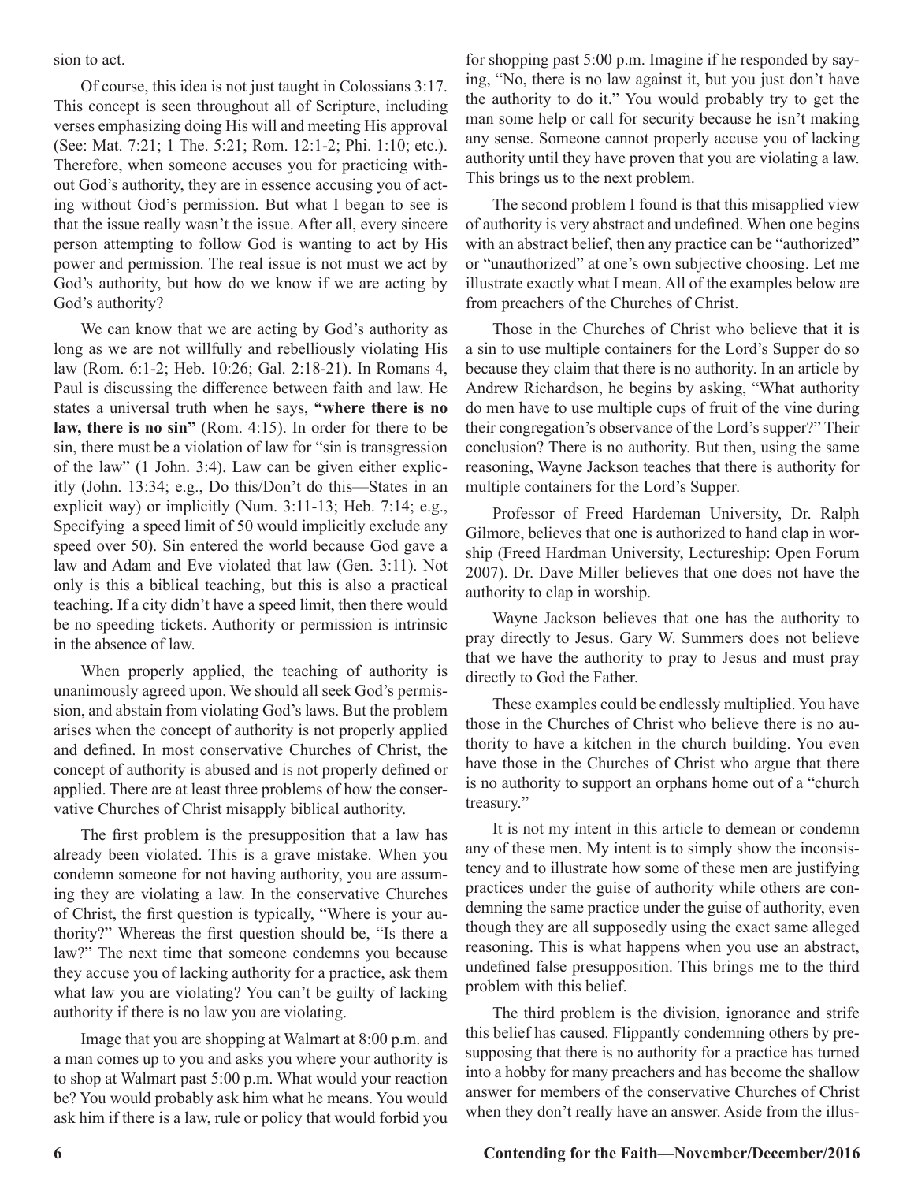sion to act.

Of course, this idea is not just taught in Colossians 3:17. This concept is seen throughout all of Scripture, including verses emphasizing doing His will and meeting His approval (See: Mat. 7:21; 1 The. 5:21; Rom. 12:1-2; Phi. 1:10; etc.). Therefore, when someone accuses you for practicing without God's authority, they are in essence accusing you of acting without God's permission. But what I began to see is that the issue really wasn't the issue. After all, every sincere person attempting to follow God is wanting to act by His power and permission. The real issue is not must we act by God's authority, but how do we know if we are acting by God's authority?

We can know that we are acting by God's authority as long as we are not willfully and rebelliously violating His law (Rom. 6:1-2; Heb. 10:26; Gal. 2:18-21). In Romans 4, Paul is discussing the difference between faith and law. He states a universal truth when he says, **"where there is no law, there is no sin"** (Rom. 4:15). In order for there to be sin, there must be a violation of law for "sin is transgression of the law" (1 John. 3:4). Law can be given either explicitly (John. 13:34; e.g., Do this/Don't do this—States in an explicit way) or implicitly (Num. 3:11-13; Heb. 7:14; e.g., Specifying a speed limit of 50 would implicitly exclude any speed over 50). Sin entered the world because God gave a law and Adam and Eve violated that law (Gen. 3:11). Not only is this a biblical teaching, but this is also a practical teaching. If a city didn't have a speed limit, then there would be no speeding tickets. Authority or permission is intrinsic in the absence of law.

When properly applied, the teaching of authority is unanimously agreed upon. We should all seek God's permission, and abstain from violating God's laws. But the problem arises when the concept of authority is not properly applied and defined. In most conservative Churches of Christ, the concept of authority is abused and is not properly defined or applied. There are at least three problems of how the conservative Churches of Christ misapply biblical authority.

The first problem is the presupposition that a law has already been violated. This is a grave mistake. When you condemn someone for not having authority, you are assuming they are violating a law. In the conservative Churches of Christ, the first question is typically, "Where is your authority?" Whereas the first question should be, "Is there a law?" The next time that someone condemns you because they accuse you of lacking authority for a practice, ask them what law you are violating? You can't be guilty of lacking authority if there is no law you are violating.

Image that you are shopping at Walmart at 8:00 p.m. and a man comes up to you and asks you where your authority is to shop at Walmart past 5:00 p.m. What would your reaction be? You would probably ask him what he means. You would ask him if there is a law, rule or policy that would forbid you for shopping past 5:00 p.m. Imagine if he responded by saying, "No, there is no law against it, but you just don't have the authority to do it." You would probably try to get the man some help or call for security because he isn't making any sense. Someone cannot properly accuse you of lacking authority until they have proven that you are violating a law. This brings us to the next problem.

The second problem I found is that this misapplied view of authority is very abstract and undefined. When one begins with an abstract belief, then any practice can be "authorized" or "unauthorized" at one's own subjective choosing. Let me illustrate exactly what I mean. All of the examples below are from preachers of the Churches of Christ.

Those in the Churches of Christ who believe that it is a sin to use multiple containers for the Lord's Supper do so because they claim that there is no authority. In an article by Andrew Richardson, he begins by asking, "What authority do men have to use multiple cups of fruit of the vine during their congregation's observance of the Lord's supper?" Their conclusion? There is no authority. But then, using the same reasoning, Wayne Jackson teaches that there is authority for multiple containers for the Lord's Supper.

Professor of Freed Hardeman University, Dr. Ralph Gilmore, believes that one is authorized to hand clap in worship (Freed Hardman University, Lectureship: Open Forum 2007). Dr. Dave Miller believes that one does not have the authority to clap in worship.

Wayne Jackson believes that one has the authority to pray directly to Jesus. Gary W. Summers does not believe that we have the authority to pray to Jesus and must pray directly to God the Father.

These examples could be endlessly multiplied. You have those in the Churches of Christ who believe there is no authority to have a kitchen in the church building. You even have those in the Churches of Christ who argue that there is no authority to support an orphans home out of a "church treasury."

It is not my intent in this article to demean or condemn any of these men. My intent is to simply show the inconsistency and to illustrate how some of these men are justifying practices under the guise of authority while others are condemning the same practice under the guise of authority, even though they are all supposedly using the exact same alleged reasoning. This is what happens when you use an abstract, undefined false presupposition. This brings me to the third problem with this belief.

The third problem is the division, ignorance and strife this belief has caused. Flippantly condemning others by presupposing that there is no authority for a practice has turned into a hobby for many preachers and has become the shallow answer for members of the conservative Churches of Christ when they don't really have an answer. Aside from the illus-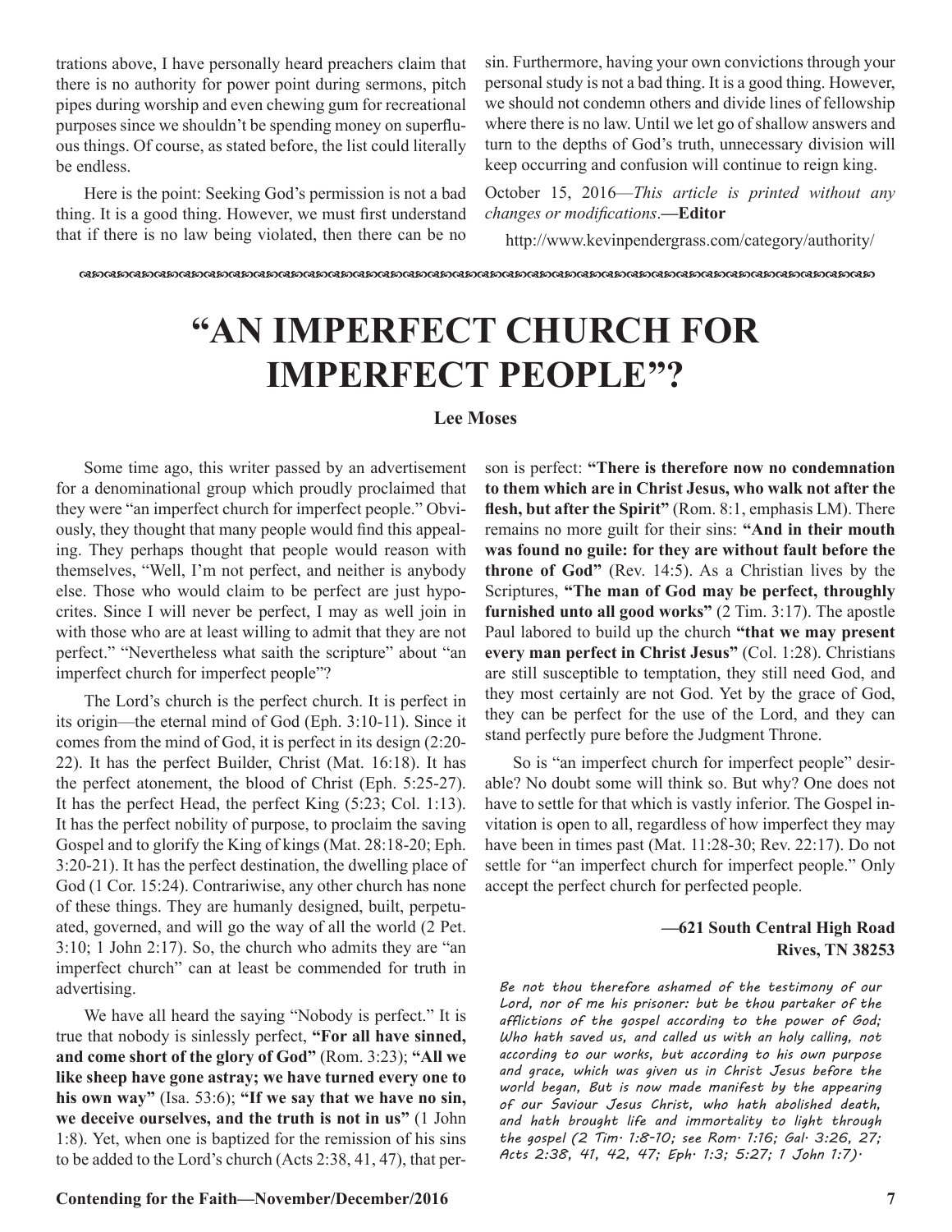trations above, I have personally heard preachers claim that there is no authority for power point during sermons, pitch pipes during worship and even chewing gum for recreational purposes since we shouldn't be spending money on superfluous things. Of course, as stated before, the list could literally be endless.

Here is the point: Seeking God's permission is not a bad thing. It is a good thing. However, we must first understand that if there is no law being violated, then there can be no sin. Furthermore, having your own convictions through your personal study is not a bad thing. It is a good thing. However, we should not condemn others and divide lines of fellowship where there is no law. Until we let go of shallow answers and turn to the depths of God's truth, unnecessary division will keep occurring and confusion will continue to reign king.

October 15, 2016—*This article is printed without any changes or modifications*.**—Editor**

http://www.kevinpendergrass.com/category/authority/

# "AN IMPERFECT CHURCH FOR IMPERFECT PEOPLE"?

**Lee Moses**

Some time ago, this writer passed by an advertisement for a denominational group which proudly proclaimed that they were "an imperfect church for imperfect people." Obviously, they thought that many people would find this appealing. They perhaps thought that people would reason with themselves, "Well, I'm not perfect, and neither is anybody else. Those who would claim to be perfect are just hypocrites. Since I will never be perfect, I may as well join in with those who are at least willing to admit that they are not perfect." "Nevertheless what saith the scripture" about "an imperfect church for imperfect people"?

The Lord's church is the perfect church. It is perfect in its origin—the eternal mind of God (Eph. 3:10-11). Since it comes from the mind of God, it is perfect in its design (2:20-22). It has the perfect Builder, Christ (Mat. 16:18). It has the perfect atonement, the blood of Christ (Eph. 5:25-27). It has the perfect Head, the perfect King (5:23; Col. 1:13). It has the perfect nobility of purpose, to proclaim the saving Gospel and to glorify the King of kings (Mat. 28:18-20; Eph. 3:20-21). It has the perfect destination, the dwelling place of God (1 Cor. 15:24). Contrariwise, any other church has none of these things. They are humanly designed, built, perpetuated, governed, and will go the way of all the world (2 Pet. 3:10; 1 John 2:17). So, the church who admits they are "an imperfect church" can at least be commended for truth in advertising.

We have all heard the saying "Nobody is perfect." It is true that nobody is sinlessly perfect, **"For all have sinned, and come short of the glory of God"** (Rom. 3:23); **"All we like sheep have gone astray; we have turned every one to his own way"** (Isa. 53:6); **"If we say that we have no sin, we deceive ourselves, and the truth is not in us"** (1 John 1:8). Yet, when one is baptized for the remission of his sins to be added to the Lord's church (Acts 2:38, 41, 47), that person is perfect: **"There is therefore now no condemnation to them which are in Christ Jesus, who walk not after the flesh, but after the Spirit"** (Rom. 8:1, emphasis LM). There remains no more guilt for their sins: **"And in their mouth was found no guile: for they are without fault before the throne of God"** (Rev. 14:5). As a Christian lives by the Scriptures, **"The man of God may be perfect, throughly furnished unto all good works"** (2 Tim. 3:17). The apostle Paul labored to build up the church **"that we may present every man perfect in Christ Jesus"** (Col. 1:28). Christians are still susceptible to temptation, they still need God, and they most certainly are not God. Yet by the grace of God, they can be perfect for the use of the Lord, and they can stand perfectly pure before the Judgment Throne.

So is "an imperfect church for imperfect people" desirable? No doubt some will think so. But why? One does not have to settle for that which is vastly inferior. The Gospel invitation is open to all, regardless of how imperfect they may have been in times past (Mat. 11:28-30; Rev. 22:17). Do not settle for "an imperfect church for imperfect people." Only accept the perfect church for perfected people.

**—621 South Central High Road**
**Rives, TN 38253**

*Be not thou therefore ashamed of the testimony of our Lord, nor of me his prisoner: but be thou partaker of the afflictions of the gospel according to the power of God; Who hath saved us, and called us with an holy calling, not according to our works, but according to his own purpose and grace, which was given us in Christ Jesus before the world began, But is now made manifest by the appearing of our Saviour Jesus Christ, who hath abolished death, and hath brought life and immortality to light through the gospel (2 Tim. 1:8-10; see Rom. 1:16; Gal. 3:26, 27; Acts 2:38, 41, 42, 47; Eph. 1:3; 5:27; 1 John 1:7).*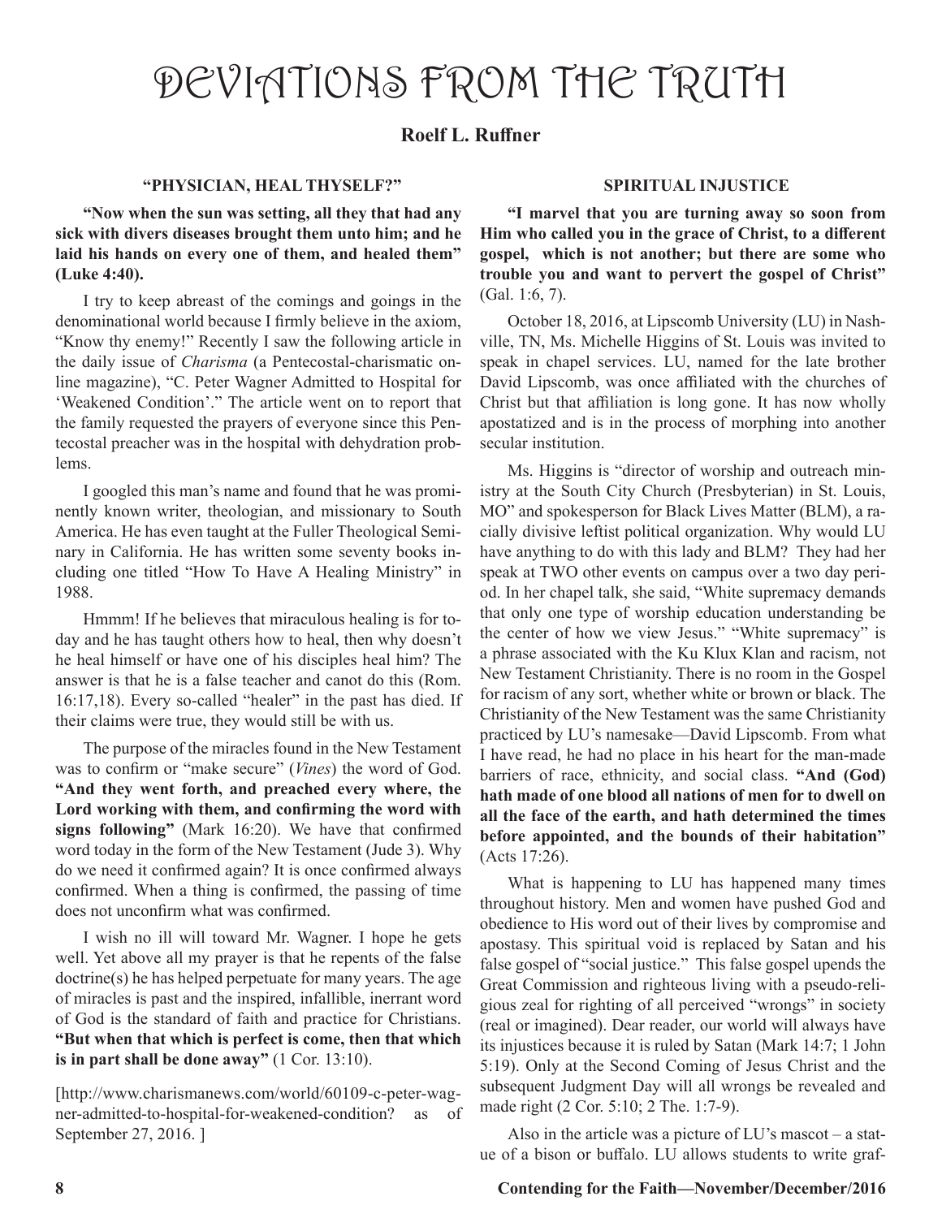# DEVIATIONS FROM THE TRUTH

**Roelf L. Ruffner**

### "PHYSICIAN, HEAL THYSELF?"

**"Now when the sun was setting, all they that had any sick with divers diseases brought them unto him; and he laid his hands on every one of them, and healed them" (Luke 4:40).**

I try to keep abreast of the comings and goings in the denominational world because I firmly believe in the axiom, "Know thy enemy!" Recently I saw the following article in the daily issue of *Charisma* (a Pentecostal-charismatic online magazine), "C. Peter Wagner Admitted to Hospital for 'Weakened Condition'." The article went on to report that the family requested the prayers of everyone since this Pentecostal preacher was in the hospital with dehydration problems.

I googled this man's name and found that he was prominently known writer, theologian, and missionary to South America. He has even taught at the Fuller Theological Seminary in California. He has written some seventy books including one titled "How To Have A Healing Ministry" in 1988.

Hmmm! If he believes that miraculous healing is for today and he has taught others how to heal, then why doesn't he heal himself or have one of his disciples heal him? The answer is that he is a false teacher and canot do this (Rom. 16:17,18). Every so-called "healer" in the past has died. If their claims were true, they would still be with us.

The purpose of the miracles found in the New Testament was to confirm or "make secure" (*Vines*) the word of God. **"And they went forth, and preached every where, the Lord working with them, and confirming the word with signs following"** (Mark 16:20). We have that confirmed word today in the form of the New Testament (Jude 3). Why do we need it confirmed again? It is once confirmed always confirmed. When a thing is confirmed, the passing of time does not unconfirm what was confirmed.

I wish no ill will toward Mr. Wagner. I hope he gets well. Yet above all my prayer is that he repents of the false doctrine(s) he has helped perpetuate for many years. The age of miracles is past and the inspired, infallible, inerrant word of God is the standard of faith and practice for Christians. **"But when that which is perfect is come, then that which is in part shall be done away"** (1 Cor. 13:10).

[http://www.charismanews.com/world/60109-c-peter-wagner-admitted-to-hospital-for-weakened-condition? as of September 27, 2016. ]

### SPIRITUAL INJUSTICE

**"I marvel that you are turning away so soon from Him who called you in the grace of Christ, to a different gospel, which is not another; but there are some who trouble you and want to pervert the gospel of Christ"** (Gal. 1:6, 7).

October 18, 2016, at Lipscomb University (LU) in Nashville, TN, Ms. Michelle Higgins of St. Louis was invited to speak in chapel services. LU, named for the late brother David Lipscomb, was once affiliated with the churches of Christ but that affiliation is long gone. It has now wholly apostatized and is in the process of morphing into another secular institution.

Ms. Higgins is "director of worship and outreach ministry at the South City Church (Presbyterian) in St. Louis, MO" and spokesperson for Black Lives Matter (BLM), a racially divisive leftist political organization. Why would LU have anything to do with this lady and BLM? They had her speak at TWO other events on campus over a two day period. In her chapel talk, she said, "White supremacy demands that only one type of worship education understanding be the center of how we view Jesus." "White supremacy" is a phrase associated with the Ku Klux Klan and racism, not New Testament Christianity. There is no room in the Gospel for racism of any sort, whether white or brown or black. The Christianity of the New Testament was the same Christianity practiced by LU's namesake—David Lipscomb. From what I have read, he had no place in his heart for the man-made barriers of race, ethnicity, and social class. **"And (God) hath made of one blood all nations of men for to dwell on all the face of the earth, and hath determined the times before appointed, and the bounds of their habitation"** (Acts 17:26).

What is happening to LU has happened many times throughout history. Men and women have pushed God and obedience to His word out of their lives by compromise and apostasy. This spiritual void is replaced by Satan and his false gospel of "social justice." This false gospel upends the Great Commission and righteous living with a pseudo-religious zeal for righting of all perceived "wrongs" in society (real or imagined). Dear reader, our world will always have its injustices because it is ruled by Satan (Mark 14:7; 1 John 5:19). Only at the Second Coming of Jesus Christ and the subsequent Judgment Day will all wrongs be revealed and made right (2 Cor. 5:10; 2 The. 1:7-9).

Also in the article was a picture of LU's mascot – a statue of a bison or buffalo. LU allows students to write graf-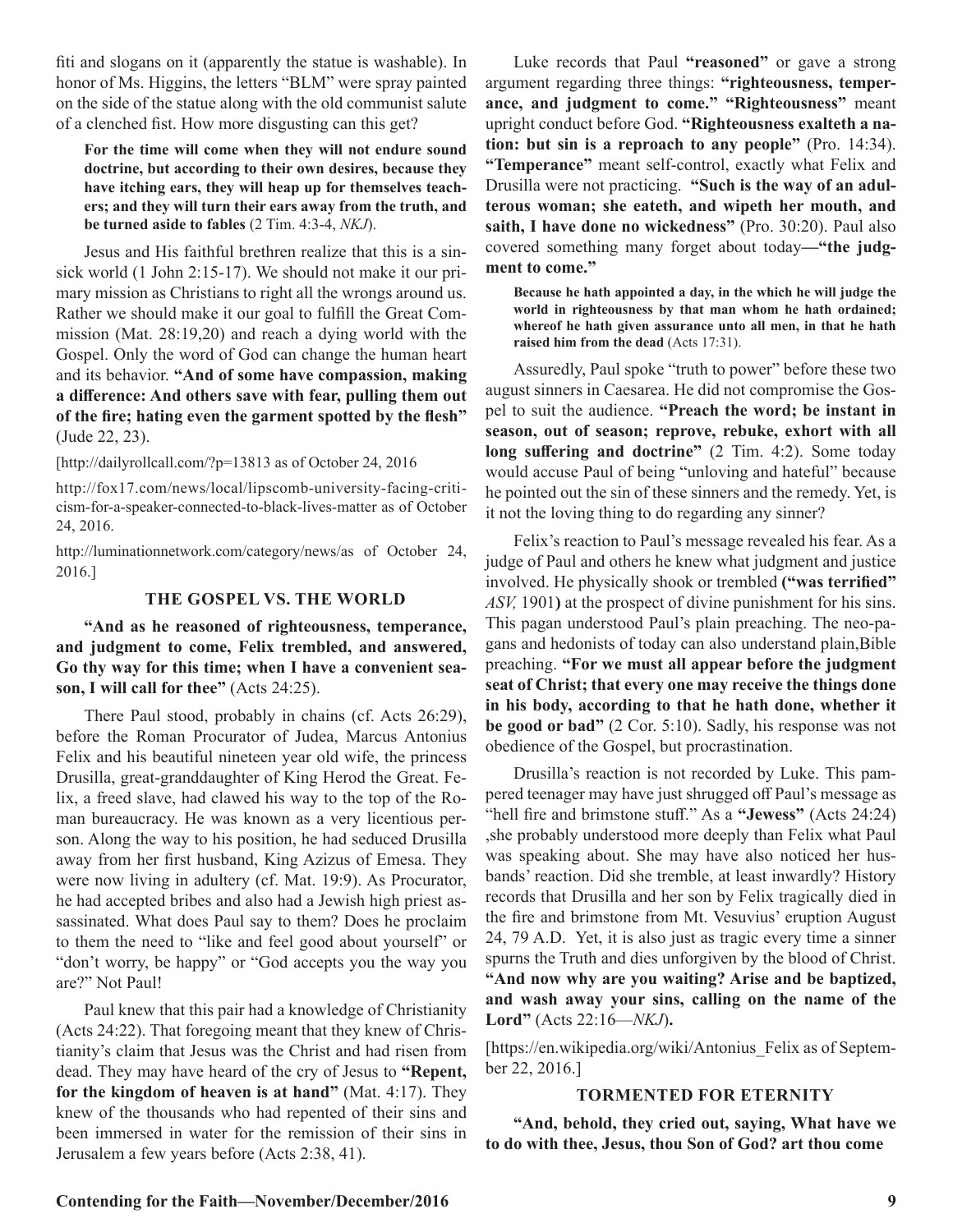fiti and slogans on it (apparently the statue is washable). In honor of Ms. Higgins, the letters "BLM" were spray painted on the side of the statue along with the old communist salute of a clenched fist. How more disgusting can this get?

> **For the time will come when they will not endure sound doctrine, but according to their own desires, because they have itching ears, they will heap up for themselves teachers; and they will turn their ears away from the truth, and be turned aside to fables** (2 Tim. 4:3-4, *NKJ*).

Jesus and His faithful brethren realize that this is a sin-sick world (1 John 2:15-17). We should not make it our primary mission as Christians to right all the wrongs around us. Rather we should make it our goal to fulfill the Great Commission (Mat. 28:19,20) and reach a dying world with the Gospel. Only the word of God can change the human heart and its behavior. **"And of some have compassion, making a difference: And others save with fear, pulling them out of the fire; hating even the garment spotted by the flesh"** (Jude 22, 23).

[http://dailyrollcall.com/?p=13813 as of October 24, 2016

http://fox17.com/news/local/lipscomb-university-facing-criticism-for-a-speaker-connected-to-black-lives-matter as of October 24, 2016.

http://luminationnetwork.com/category/news/as of October 24, 2016.]

## THE GOSPEL VS. THE WORLD

**"And as he reasoned of righteousness, temperance, and judgment to come, Felix trembled, and answered, Go thy way for this time; when I have a convenient season, I will call for thee"** (Acts 24:25).

There Paul stood, probably in chains (cf. Acts 26:29), before the Roman Procurator of Judea, Marcus Antonius Felix and his beautiful nineteen year old wife, the princess Drusilla, great-granddaughter of King Herod the Great. Felix, a freed slave, had clawed his way to the top of the Roman bureaucracy. He was known as a very licentious person. Along the way to his position, he had seduced Drusilla away from her first husband, King Azizus of Emesa. They were now living in adultery (cf. Mat. 19:9). As Procurator, he had accepted bribes and also had a Jewish high priest assassinated. What does Paul say to them? Does he proclaim to them the need to "like and feel good about yourself" or "don't worry, be happy" or "God accepts you the way you are?" Not Paul!

Paul knew that this pair had a knowledge of Christianity (Acts 24:22). That foregoing meant that they knew of Christianity's claim that Jesus was the Christ and had risen from dead. They may have heard of the cry of Jesus to **"Repent, for the kingdom of heaven is at hand"** (Mat. 4:17). They knew of the thousands who had repented of their sins and been immersed in water for the remission of their sins in Jerusalem a few years before (Acts 2:38, 41).

Luke records that Paul **"reasoned"** or gave a strong argument regarding three things: **"righteousness, temperance, and judgment to come." "Righteousness"** meant upright conduct before God. **"Righteousness exalteth a nation: but sin is a reproach to any people"** (Pro. 14:34). **"Temperance"** meant self-control, exactly what Felix and Drusilla were not practicing. **"Such is the way of an adulterous woman; she eateth, and wipeth her mouth, and saith, I have done no wickedness"** (Pro. 30:20). Paul also covered something many forget about today**—"the judgment to come."**

> **Because he hath appointed a day, in the which he will judge the world in righteousness by that man whom he hath ordained; whereof he hath given assurance unto all men, in that he hath raised him from the dead** (Acts 17:31).

Assuredly, Paul spoke "truth to power" before these two august sinners in Caesarea. He did not compromise the Gospel to suit the audience. **"Preach the word; be instant in season, out of season; reprove, rebuke, exhort with all long suffering and doctrine"** (2 Tim. 4:2). Some today would accuse Paul of being "unloving and hateful" because he pointed out the sin of these sinners and the remedy. Yet, is it not the loving thing to do regarding any sinner?

Felix's reaction to Paul's message revealed his fear. As a judge of Paul and others he knew what judgment and justice involved. He physically shook or trembled **("was terrified"** *ASV,* 1901**)** at the prospect of divine punishment for his sins. This pagan understood Paul's plain preaching. The neo-pagans and hedonists of today can also understand plain,Bible preaching. **"For we must all appear before the judgment seat of Christ; that every one may receive the things done in his body, according to that he hath done, whether it be good or bad"** (2 Cor. 5:10). Sadly, his response was not obedience of the Gospel, but procrastination.

Drusilla's reaction is not recorded by Luke. This pampered teenager may have just shrugged off Paul's message as "hell fire and brimstone stuff." As a **"Jewess"** (Acts 24:24) ,she probably understood more deeply than Felix what Paul was speaking about. She may have also noticed her husbands' reaction. Did she tremble, at least inwardly? History records that Drusilla and her son by Felix tragically died in the fire and brimstone from Mt. Vesuvius' eruption August 24, 79 A.D. Yet, it is also just as tragic every time a sinner spurns the Truth and dies unforgiven by the blood of Christ. **"And now why are you waiting? Arise and be baptized, and wash away your sins, calling on the name of the Lord"** (Acts 22:16—*NKJ*)**.**

[https://en.wikipedia.org/wiki/Antonius_Felix as of September 22, 2016.]

## TORMENTED FOR ETERNITY

**"And, behold, they cried out, saying, What have we to do with thee, Jesus, thou Son of God? art thou come**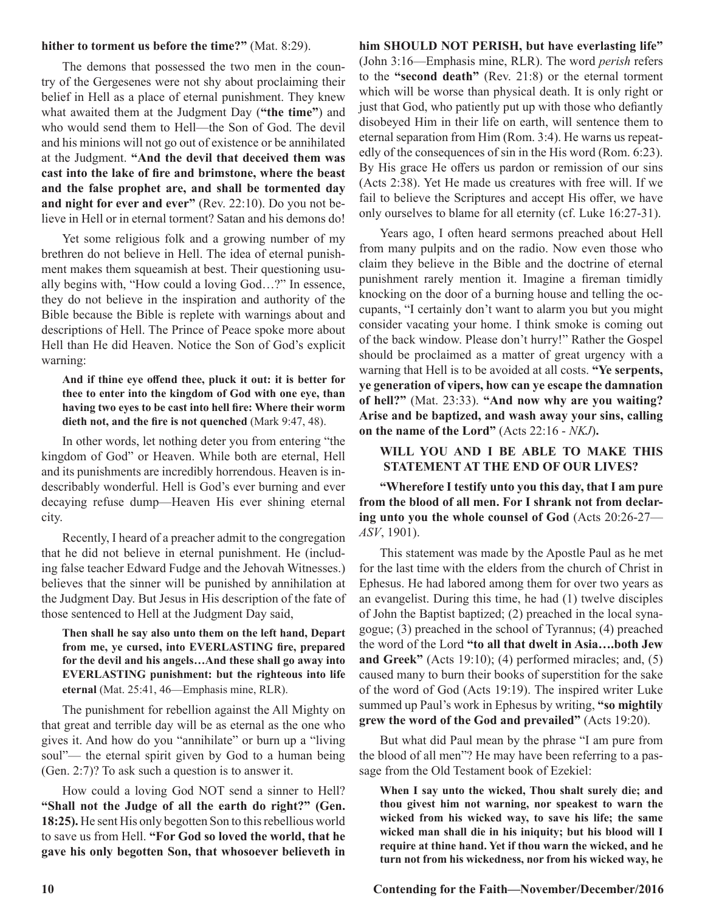**hither to torment us before the time?"** (Mat. 8:29).

The demons that possessed the two men in the country of the Gergesenes were not shy about proclaiming their belief in Hell as a place of eternal punishment. They knew what awaited them at the Judgment Day (**"the time"**) and who would send them to Hell—the Son of God. The devil and his minions will not go out of existence or be annihilated at the Judgment. **"And the devil that deceived them was cast into the lake of fire and brimstone, where the beast and the false prophet are, and shall be tormented day and night for ever and ever"** (Rev. 22:10). Do you not believe in Hell or in eternal torment? Satan and his demons do!

Yet some religious folk and a growing number of my brethren do not believe in Hell. The idea of eternal punishment makes them squeamish at best. Their questioning usually begins with, "How could a loving God…?" In essence, they do not believe in the inspiration and authority of the Bible because the Bible is replete with warnings about and descriptions of Hell. The Prince of Peace spoke more about Hell than He did Heaven. Notice the Son of God's explicit warning:

> **And if thine eye offend thee, pluck it out: it is better for thee to enter into the kingdom of God with one eye, than having two eyes to be cast into hell fire: Where their worm dieth not, and the fire is not quenched** (Mark 9:47, 48).

In other words, let nothing deter you from entering "the kingdom of God" or Heaven. While both are eternal, Hell and its punishments are incredibly horrendous. Heaven is indescribably wonderful. Hell is God's ever burning and ever decaying refuse dump—Heaven His ever shining eternal city.

Recently, I heard of a preacher admit to the congregation that he did not believe in eternal punishment. He (including false teacher Edward Fudge and the Jehovah Witnesses.) believes that the sinner will be punished by annihilation at the Judgment Day. But Jesus in His description of the fate of those sentenced to Hell at the Judgment Day said,

> **Then shall he say also unto them on the left hand, Depart from me, ye cursed, into EVERLASTING fire, prepared for the devil and his angels…And these shall go away into EVERLASTING punishment: but the righteous into life eternal** (Mat. 25:41, 46—Emphasis mine, RLR).

The punishment for rebellion against the All Mighty on that great and terrible day will be as eternal as the one who gives it. And how do you "annihilate" or burn up a "living soul"— the eternal spirit given by God to a human being (Gen. 2:7)? To ask such a question is to answer it.

How could a loving God NOT send a sinner to Hell? **"Shall not the Judge of all the earth do right?" (Gen. 18:25).** He sent His only begotten Son to this rebellious world to save us from Hell. **"For God so loved the world, that he gave his only begotten Son, that whosoever believeth in him SHOULD NOT PERISH, but have everlasting life"** (John 3:16—Emphasis mine, RLR). The word *perish* refers to the **"second death"** (Rev. 21:8) or the eternal torment which will be worse than physical death. It is only right or just that God, who patiently put up with those who defiantly disobeyed Him in their life on earth, will sentence them to eternal separation from Him (Rom. 3:4). He warns us repeatedly of the consequences of sin in the His word (Rom. 6:23). By His grace He offers us pardon or remission of our sins (Acts 2:38). Yet He made us creatures with free will. If we fail to believe the Scriptures and accept His offer, we have only ourselves to blame for all eternity (cf. Luke 16:27-31).

Years ago, I often heard sermons preached about Hell from many pulpits and on the radio. Now even those who claim they believe in the Bible and the doctrine of eternal punishment rarely mention it. Imagine a fireman timidly knocking on the door of a burning house and telling the occupants, "I certainly don't want to alarm you but you might consider vacating your home. I think smoke is coming out of the back window. Please don't hurry!" Rather the Gospel should be proclaimed as a matter of great urgency with a warning that Hell is to be avoided at all costs. **"Ye serpents, ye generation of vipers, how can ye escape the damnation of hell?"** (Mat. 23:33). **"And now why are you waiting? Arise and be baptized, and wash away your sins, calling on the name of the Lord"** (Acts 22:16 - *NKJ*)**.**

### WILL YOU AND I BE ABLE TO MAKE THIS STATEMENT AT THE END OF OUR LIVES?

**"Wherefore I testify unto you this day, that I am pure from the blood of all men. For I shrank not from declaring unto you the whole counsel of God** (Acts 20:26-27—*ASV*, 1901).

This statement was made by the Apostle Paul as he met for the last time with the elders from the church of Christ in Ephesus. He had labored among them for over two years as an evangelist. During this time, he had (1) twelve disciples of John the Baptist baptized; (2) preached in the local synagogue; (3) preached in the school of Tyrannus; (4) preached the word of the Lord **"to all that dwelt in Asia….both Jew and Greek"** (Acts 19:10); (4) performed miracles; and, (5) caused many to burn their books of superstition for the sake of the word of God (Acts 19:19). The inspired writer Luke summed up Paul's work in Ephesus by writing, **"so mightily grew the word of the God and prevailed"** (Acts 19:20).

But what did Paul mean by the phrase "I am pure from the blood of all men"? He may have been referring to a passage from the Old Testament book of Ezekiel:

> **When I say unto the wicked, Thou shalt surely die; and thou givest him not warning, nor speakest to warn the wicked from his wicked way, to save his life; the same wicked man shall die in his iniquity; but his blood will I require at thine hand. Yet if thou warn the wicked, and he turn not from his wickedness, nor from his wicked way, he**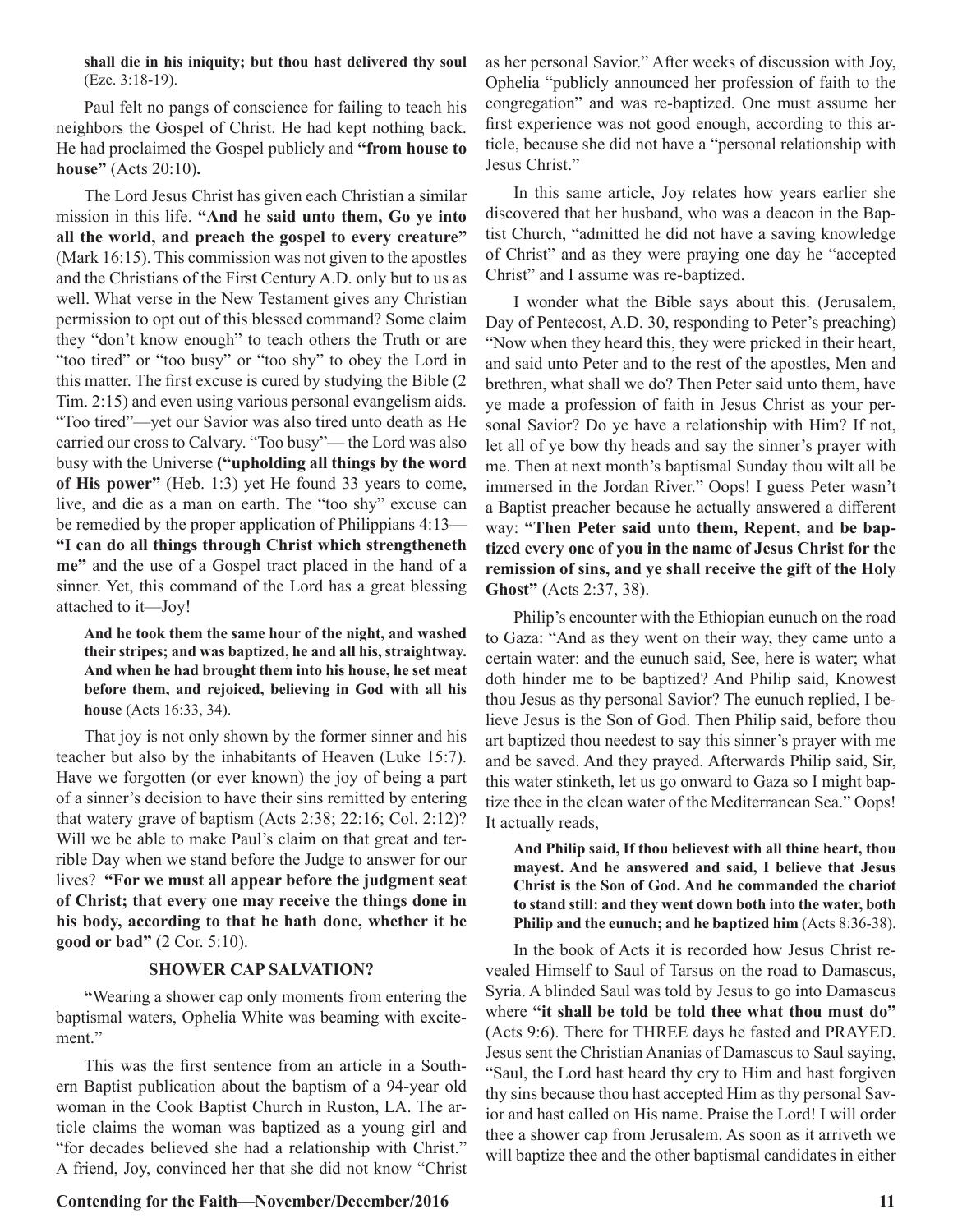**shall die in his iniquity; but thou hast delivered thy soul** (Eze. 3:18-19).

Paul felt no pangs of conscience for failing to teach his neighbors the Gospel of Christ. He had kept nothing back. He had proclaimed the Gospel publicly and **"from house to house"** (Acts 20:10)**.**

The Lord Jesus Christ has given each Christian a similar mission in this life. **"And he said unto them, Go ye into all the world, and preach the gospel to every creature"** (Mark 16:15). This commission was not given to the apostles and the Christians of the First Century A.D. only but to us as well. What verse in the New Testament gives any Christian permission to opt out of this blessed command? Some claim they "don't know enough" to teach others the Truth or are "too tired" or "too busy" or "too shy" to obey the Lord in this matter. The first excuse is cured by studying the Bible (2 Tim. 2:15) and even using various personal evangelism aids. "Too tired"—yet our Savior was also tired unto death as He carried our cross to Calvary. "Too busy"— the Lord was also busy with the Universe **("upholding all things by the word of His power"** (Heb. 1:3) yet He found 33 years to come, live, and die as a man on earth. The "too shy" excuse can be remedied by the proper application of Philippians 4:13**— "I can do all things through Christ which strengtheneth me"** and the use of a Gospel tract placed in the hand of a sinner. Yet, this command of the Lord has a great blessing attached to it—Joy!

> **And he took them the same hour of the night, and washed their stripes; and was baptized, he and all his, straightway. And when he had brought them into his house, he set meat before them, and rejoiced, believing in God with all his house** (Acts 16:33, 34).

That joy is not only shown by the former sinner and his teacher but also by the inhabitants of Heaven (Luke 15:7). Have we forgotten (or ever known) the joy of being a part of a sinner's decision to have their sins remitted by entering that watery grave of baptism (Acts 2:38; 22:16; Col. 2:12)? Will we be able to make Paul's claim on that great and terrible Day when we stand before the Judge to answer for our lives? **"For we must all appear before the judgment seat of Christ; that every one may receive the things done in his body, according to that he hath done, whether it be good or bad"** (2 Cor. 5:10).

### SHOWER CAP SALVATION?

**"**Wearing a shower cap only moments from entering the baptismal waters, Ophelia White was beaming with excitement."

This was the first sentence from an article in a Southern Baptist publication about the baptism of a 94-year old woman in the Cook Baptist Church in Ruston, LA. The article claims the woman was baptized as a young girl and "for decades believed she had a relationship with Christ." A friend, Joy, convinced her that she did not know "Christ as her personal Savior." After weeks of discussion with Joy, Ophelia "publicly announced her profession of faith to the congregation" and was re-baptized. One must assume her first experience was not good enough, according to this article, because she did not have a "personal relationship with Jesus Christ."

In this same article, Joy relates how years earlier she discovered that her husband, who was a deacon in the Baptist Church, "admitted he did not have a saving knowledge of Christ" and as they were praying one day he "accepted Christ" and I assume was re-baptized.

I wonder what the Bible says about this. (Jerusalem, Day of Pentecost, A.D. 30, responding to Peter's preaching) "Now when they heard this, they were pricked in their heart, and said unto Peter and to the rest of the apostles, Men and brethren, what shall we do? Then Peter said unto them, have ye made a profession of faith in Jesus Christ as your personal Savior? Do ye have a relationship with Him? If not, let all of ye bow thy heads and say the sinner's prayer with me. Then at next month's baptismal Sunday thou wilt all be immersed in the Jordan River." Oops! I guess Peter wasn't a Baptist preacher because he actually answered a different way: **"Then Peter said unto them, Repent, and be baptized every one of you in the name of Jesus Christ for the remission of sins, and ye shall receive the gift of the Holy Ghost"** (Acts 2:37, 38).

Philip's encounter with the Ethiopian eunuch on the road to Gaza: "And as they went on their way, they came unto a certain water: and the eunuch said, See, here is water; what doth hinder me to be baptized? And Philip said, Knowest thou Jesus as thy personal Savior? The eunuch replied, I believe Jesus is the Son of God. Then Philip said, before thou art baptized thou needest to say this sinner's prayer with me and be saved. And they prayed. Afterwards Philip said, Sir, this water stinketh, let us go onward to Gaza so I might baptize thee in the clean water of the Mediterranean Sea." Oops! It actually reads,

> **And Philip said, If thou believest with all thine heart, thou mayest. And he answered and said, I believe that Jesus Christ is the Son of God. And he commanded the chariot to stand still: and they went down both into the water, both Philip and the eunuch; and he baptized him** (Acts 8:36-38).

In the book of Acts it is recorded how Jesus Christ revealed Himself to Saul of Tarsus on the road to Damascus, Syria. A blinded Saul was told by Jesus to go into Damascus where **"it shall be told be told thee what thou must do"** (Acts 9:6). There for THREE days he fasted and PRAYED. Jesus sent the Christian Ananias of Damascus to Saul saying, "Saul, the Lord hast heard thy cry to Him and hast forgiven thy sins because thou hast accepted Him as thy personal Savior and hast called on His name. Praise the Lord! I will order thee a shower cap from Jerusalem. As soon as it arriveth we will baptize thee and the other baptismal candidates in either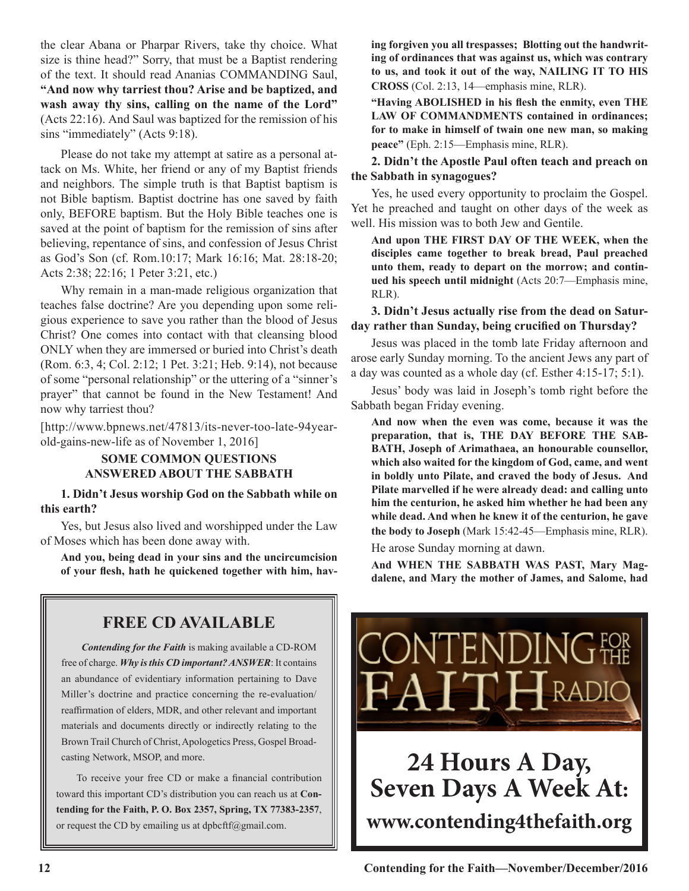the clear Abana or Pharpar Rivers, take thy choice. What size is thine head?" Sorry, that must be a Baptist rendering of the text. It should read Ananias COMMANDING Saul, **"And now why tarriest thou? Arise and be baptized, and wash away thy sins, calling on the name of the Lord"** (Acts 22:16). And Saul was baptized for the remission of his sins "immediately" (Acts 9:18).

Please do not take my attempt at satire as a personal attack on Ms. White, her friend or any of my Baptist friends and neighbors. The simple truth is that Baptist baptism is not Bible baptism. Baptist doctrine has one saved by faith only, BEFORE baptism. But the Holy Bible teaches one is saved at the point of baptism for the remission of sins after believing, repentance of sins, and confession of Jesus Christ as God's Son (cf. Rom.10:17; Mark 16:16; Mat. 28:18-20; Acts 2:38; 22:16; 1 Peter 3:21, etc.)

Why remain in a man-made religious organization that teaches false doctrine? Are you depending upon some religious experience to save you rather than the blood of Jesus Christ? One comes into contact with that cleansing blood ONLY when they are immersed or buried into Christ's death (Rom. 6:3, 4; Col. 2:12; 1 Pet. 3:21; Heb. 9:14), not because of some "personal relationship" or the uttering of a "sinner's prayer" that cannot be found in the New Testament! And now why tarriest thou?

[http://www.bpnews.net/47813/its-never-too-late-94year-old-gains-new-life as of November 1, 2016]

## SOME COMMON QUESTIONS ANSWERED ABOUT THE SABBATH

**1. Didn't Jesus worship God on the Sabbath while on this earth?**

Yes, but Jesus also lived and worshipped under the Law of Moses which has been done away with.

> **And you, being dead in your sins and the uncircumcision of your flesh, hath he quickened together with him, having forgiven you all trespasses; Blotting out the handwriting of ordinances that was against us, which was contrary to us, and took it out of the way, NAILING IT TO HIS CROSS** (Col. 2:13, 14—emphasis mine, RLR).
>
> **"Having ABOLISHED in his flesh the enmity, even THE LAW OF COMMANDMENTS contained in ordinances; for to make in himself of twain one new man, so making peace"** (Eph. 2:15—Emphasis mine, RLR).

**2. Didn't the Apostle Paul often teach and preach on the Sabbath in synagogues?**

Yes, he used every opportunity to proclaim the Gospel. Yet he preached and taught on other days of the week as well. His mission was to both Jew and Gentile.

> **And upon THE FIRST DAY OF THE WEEK, when the disciples came together to break bread, Paul preached unto them, ready to depart on the morrow; and continued his speech until midnight** (Acts 20:7—Emphasis mine, RLR).

**3. Didn't Jesus actually rise from the dead on Saturday rather than Sunday, being crucified on Thursday?**

Jesus was placed in the tomb late Friday afternoon and arose early Sunday morning. To the ancient Jews any part of a day was counted as a whole day (cf. Esther 4:15-17; 5:1).

Jesus' body was laid in Joseph's tomb right before the Sabbath began Friday evening.

> **And now when the even was come, because it was the preparation, that is, THE DAY BEFORE THE SABBATH, Joseph of Arimathaea, an honourable counsellor, which also waited for the kingdom of God, came, and went in boldly unto Pilate, and craved the body of Jesus. And Pilate marvelled if he were already dead: and calling unto him the centurion, he asked him whether he had been any while dead. And when he knew it of the centurion, he gave the body to Joseph** (Mark 15:42-45—Emphasis mine, RLR).

He arose Sunday morning at dawn.

> **And WHEN THE SABBATH WAS PAST, Mary Magdalene, and Mary the mother of James, and Salome, had**

---

## FREE CD AVAILABLE

***Contending for the Faith*** is making available a CD-ROM free of charge. ***Why is this CD important? ANSWER***: It contains an abundance of evidentiary information pertaining to Dave Miller's doctrine and practice concerning the re-evaluation/reaffirmation of elders, MDR, and other relevant and important materials and documents directly or indirectly relating to the Brown Trail Church of Christ, Apologetics Press, Gospel Broadcasting Network, MSOP, and more.

To receive your free CD or make a financial contribution toward this important CD's distribution you can reach us at **Contending for the Faith, P. O. Box 2357, Spring, TX 77383-2357**, or request the CD by emailing us at dpbcftf@gmail.com.

---

CONTENDING FOR THE FAITH RADIO

# 24 Hours A Day, Seven Days A Week At:

**www.contending4thefaith.org**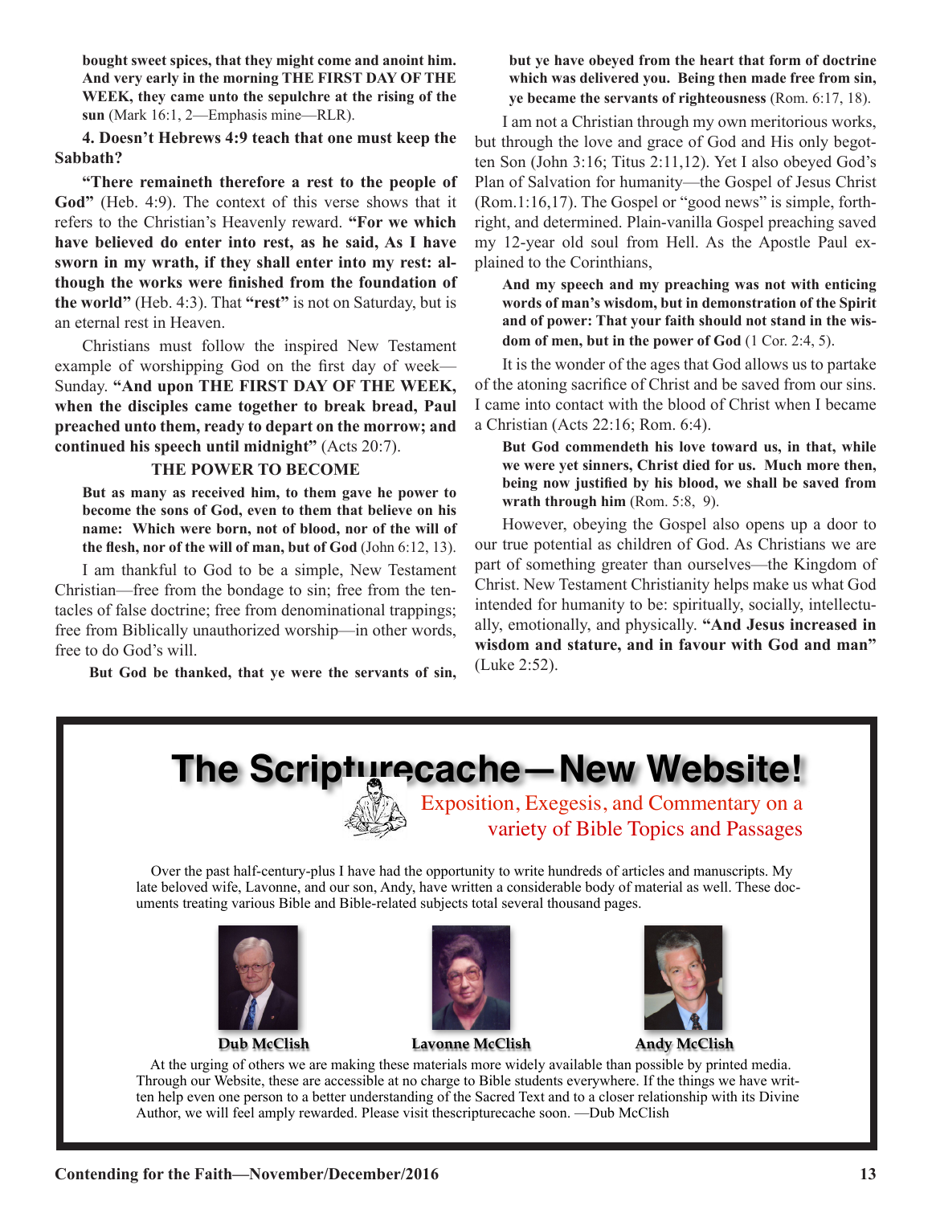**bought sweet spices, that they might come and anoint him. And very early in the morning THE FIRST DAY OF THE WEEK, they came unto the sepulchre at the rising of the sun** (Mark 16:1, 2—Emphasis mine—RLR).

**4. Doesn't Hebrews 4:9 teach that one must keep the Sabbath?**

**"There remaineth therefore a rest to the people of God"** (Heb. 4:9). The context of this verse shows that it refers to the Christian's Heavenly reward. **"For we which have believed do enter into rest, as he said, As I have sworn in my wrath, if they shall enter into my rest: although the works were finished from the foundation of the world"** (Heb. 4:3). That **"rest"** is not on Saturday, but is an eternal rest in Heaven.

Christians must follow the inspired New Testament example of worshipping God on the first day of week—Sunday. **"And upon THE FIRST DAY OF THE WEEK, when the disciples came together to break bread, Paul preached unto them, ready to depart on the morrow; and continued his speech until midnight"** (Acts 20:7).

## THE POWER TO BECOME

**But as many as received him, to them gave he power to become the sons of God, even to them that believe on his name: Which were born, not of blood, nor of the will of the flesh, nor of the will of man, but of God** (John 6:12, 13).

I am thankful to God to be a simple, New Testament Christian—free from the bondage to sin; free from the tentacles of false doctrine; free from denominational trappings; free from Biblically unauthorized worship—in other words, free to do God's will.

**But God be thanked, that ye were the servants of sin, but ye have obeyed from the heart that form of doctrine which was delivered you. Being then made free from sin, ye became the servants of righteousness** (Rom. 6:17, 18).

I am not a Christian through my own meritorious works, but through the love and grace of God and His only begotten Son (John 3:16; Titus 2:11,12). Yet I also obeyed God's Plan of Salvation for humanity—the Gospel of Jesus Christ (Rom.1:16,17). The Gospel or "good news" is simple, forthright, and determined. Plain-vanilla Gospel preaching saved my 12-year old soul from Hell. As the Apostle Paul explained to the Corinthians,

**And my speech and my preaching was not with enticing words of man's wisdom, but in demonstration of the Spirit and of power: That your faith should not stand in the wisdom of men, but in the power of God** (1 Cor. 2:4, 5).

It is the wonder of the ages that God allows us to partake of the atoning sacrifice of Christ and be saved from our sins. I came into contact with the blood of Christ when I became a Christian (Acts 22:16; Rom. 6:4).

**But God commendeth his love toward us, in that, while we were yet sinners, Christ died for us. Much more then, being now justified by his blood, we shall be saved from wrath through him** (Rom. 5:8, 9).

However, obeying the Gospel also opens up a door to our true potential as children of God. As Christians we are part of something greater than ourselves—the Kingdom of Christ. New Testament Christianity helps make us what God intended for humanity to be: spiritually, socially, intellectually, emotionally, and physically. **"And Jesus increased in wisdom and stature, and in favour with God and man"** (Luke 2:52).

---

# The Scripturecache—New Website!

Exposition, Exegesis, and Commentary on a variety of Bible Topics and Passages

Over the past half-century-plus I have had the opportunity to write hundreds of articles and manuscripts. My late beloved wife, Lavonne, and our son, Andy, have written a considerable body of material as well. These documents treating various Bible and Bible-related subjects total several thousand pages.

**Dub McClish** **Lavonne McClish** **Andy McClish**

At the urging of others we are making these materials more widely available than possible by printed media. Through our Website, these are accessible at no charge to Bible students everywhere. If the things we have written help even one person to a better understanding of the Sacred Text and to a closer relationship with its Divine Author, we will feel amply rewarded. Please visit thescripturecache soon. —Dub McClish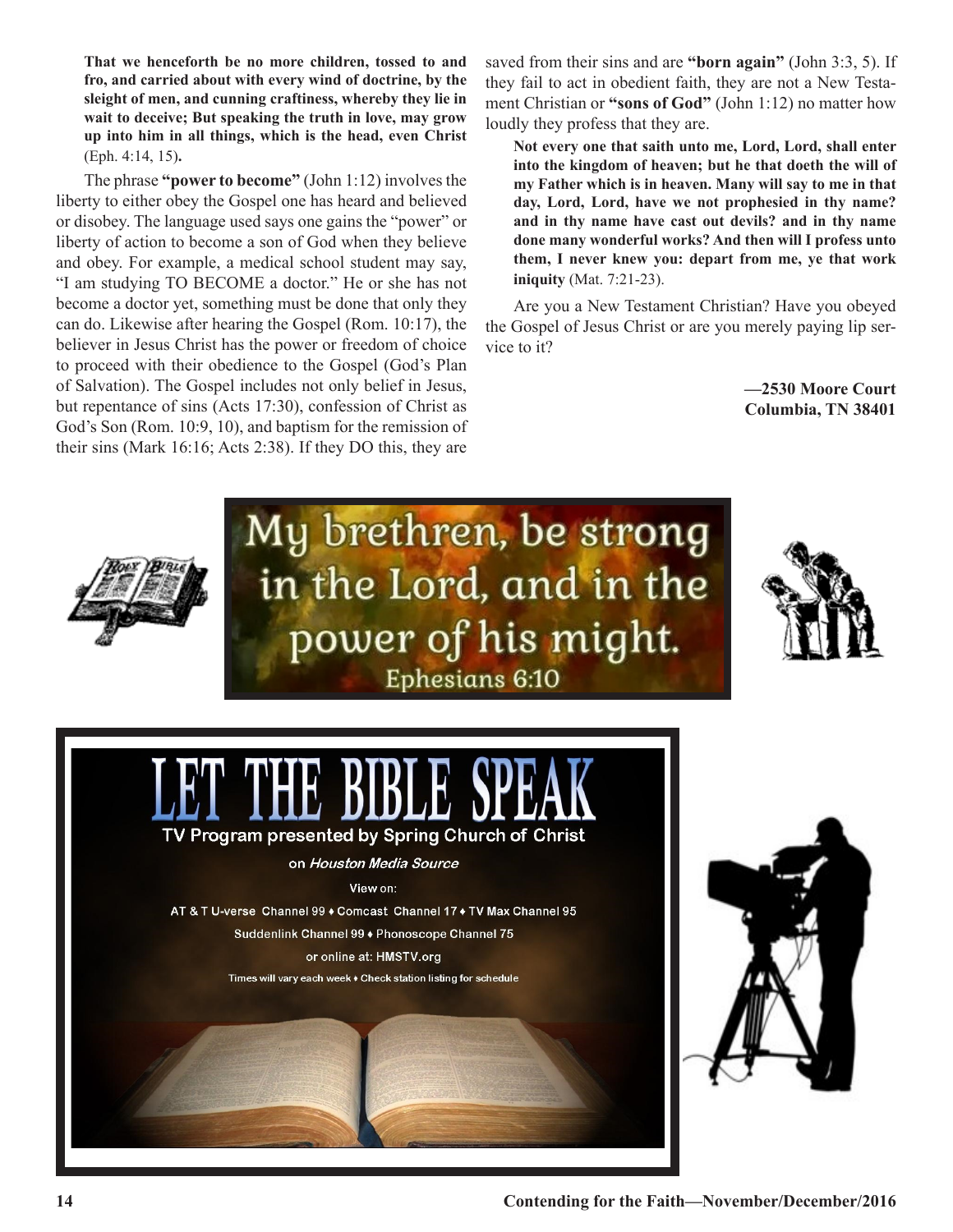**That we henceforth be no more children, tossed to and fro, and carried about with every wind of doctrine, by the sleight of men, and cunning craftiness, whereby they lie in wait to deceive; But speaking the truth in love, may grow up into him in all things, which is the head, even Christ** (Eph. 4:14, 15)**.**

The phrase **"power to become"** (John 1:12) involves the liberty to either obey the Gospel one has heard and believed or disobey. The language used says one gains the "power" or liberty of action to become a son of God when they believe and obey. For example, a medical school student may say, "I am studying TO BECOME a doctor." He or she has not become a doctor yet, something must be done that only they can do. Likewise after hearing the Gospel (Rom. 10:17), the believer in Jesus Christ has the power or freedom of choice to proceed with their obedience to the Gospel (God's Plan of Salvation). The Gospel includes not only belief in Jesus, but repentance of sins (Acts 17:30), confession of Christ as God's Son (Rom. 10:9, 10), and baptism for the remission of their sins (Mark 16:16; Acts 2:38). If they DO this, they are saved from their sins and are **"born again"** (John 3:3, 5). If they fail to act in obedient faith, they are not a New Testament Christian or **"sons of God"** (John 1:12) no matter how loudly they profess that they are.

**Not every one that saith unto me, Lord, Lord, shall enter into the kingdom of heaven; but he that doeth the will of my Father which is in heaven. Many will say to me in that day, Lord, Lord, have we not prophesied in thy name? and in thy name have cast out devils? and in thy name done many wonderful works? And then will I profess unto them, I never knew you: depart from me, ye that work iniquity** (Mat. 7:21-23).

Are you a New Testament Christian? Have you obeyed the Gospel of Jesus Christ or are you merely paying lip service to it?

**—2530 Moore Court**
**Columbia, TN 38401**

My brethren, be strong in the Lord, and in the power of his might.
Ephesians 6:10

# LET THE BIBLE SPEAK

TV Program presented by Spring Church of Christ

on *Houston Media Source*

View on:

AT & T U-verse Channel 99 ♦ Comcast Channel 17 ♦ TV Max Channel 95

Suddenlink Channel 99 ♦ Phonoscope Channel 75

or online at: HMSTV.org

Times will vary each week ♦ Check station listing for schedule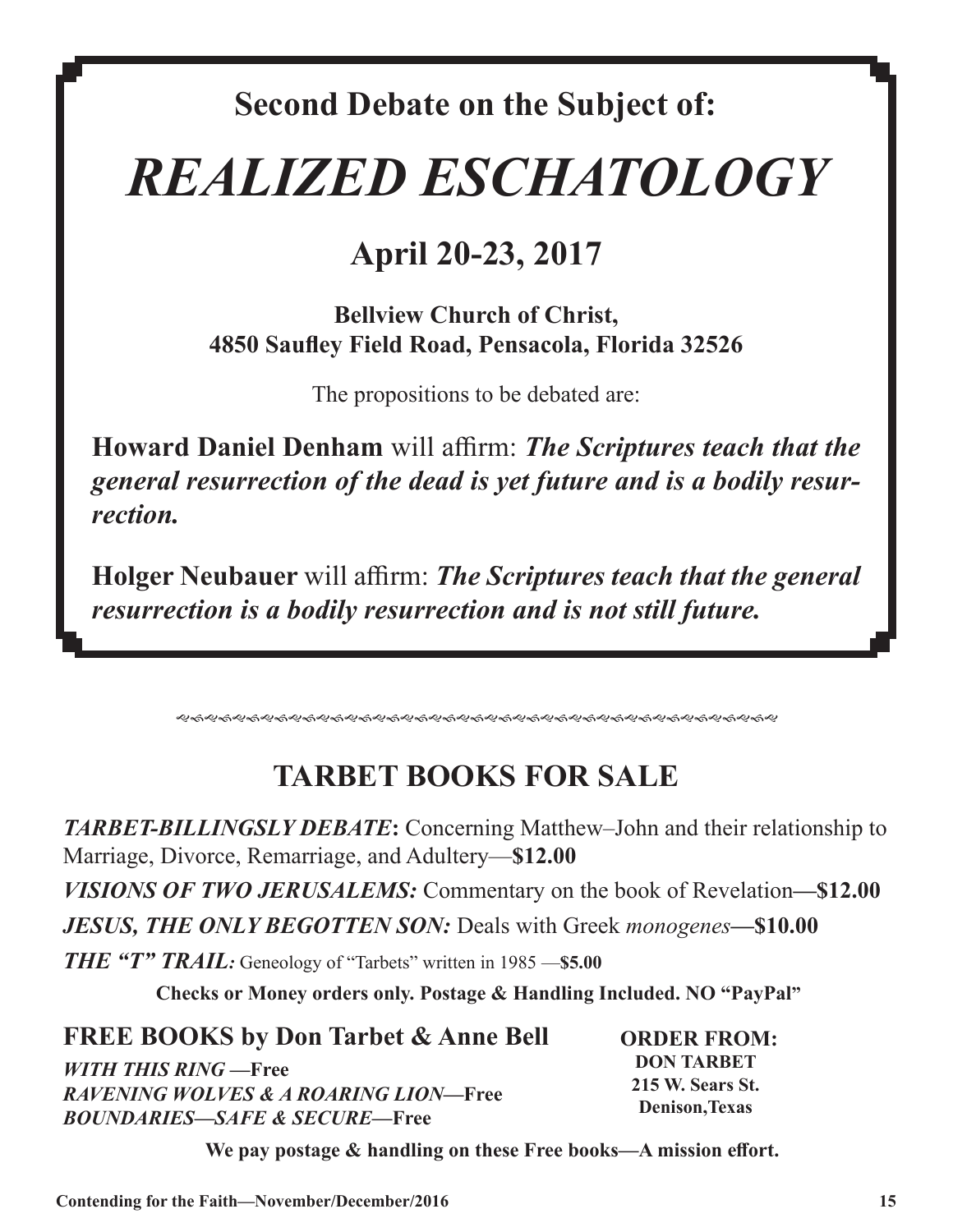## Second Debate on the Subject of:

# *REALIZED ESCHATOLOGY*

## April 20-23, 2017

**Bellview Church of Christ,**
**4850 Saufley Field Road, Pensacola, Florida 32526**

The propositions to be debated are:

**Howard Daniel Denham** will affirm: ***The Scriptures teach that the general resurrection of the dead is yet future and is a bodily resurrection.***

**Holger Neubauer** will affirm: ***The Scriptures teach that the general resurrection is a bodily resurrection and is not still future.***

## TARBET BOOKS FOR SALE

***TARBET-BILLINGSLY DEBATE*****:** Concerning Matthew–John and their relationship to Marriage, Divorce, Remarriage, and Adultery—**$12.00**

***VISIONS OF TWO JERUSALEMS:*** Commentary on the book of Revelation**—$12.00**

***JESUS, THE ONLY BEGOTTEN SON:*** Deals with Greek *monogenes***—$10.00**

***THE "T" TRAIL:*** Geneology of "Tarbets" written in 1985 —**$5.00**

**Checks or Money orders only. Postage & Handling Included. NO "PayPal"**

### FREE BOOKS by Don Tarbet & Anne Bell

***WITH THIS RING*** **—Free**
***RAVENING WOLVES & A ROARING LION*****—Free**
***BOUNDARIES—SAFE & SECURE*****—Free**

**ORDER FROM:**
**DON TARBET**
**215 W. Sears St.**
**Denison,Texas**

**We pay postage & handling on these Free books—A mission effort.**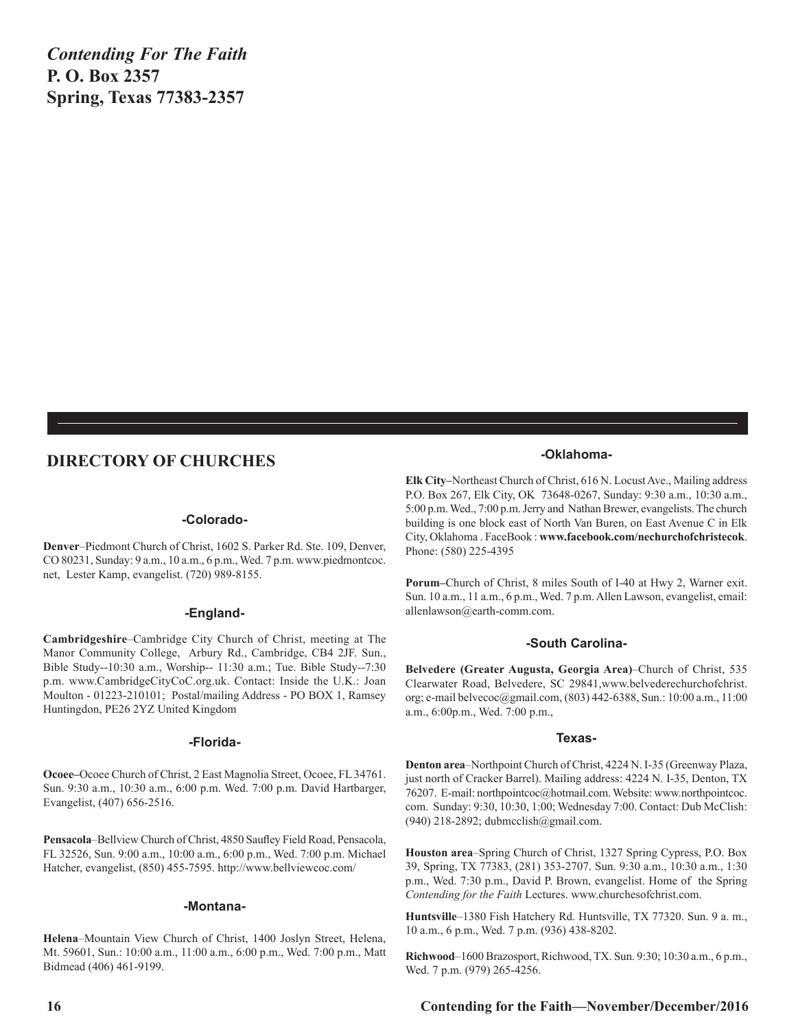*Contending For The Faith*
**P. O. Box 2357**
**Spring, Texas 77383-2357**

## DIRECTORY OF CHURCHES

### -Colorado-

**Denver**–Piedmont Church of Christ, 1602 S. Parker Rd. Ste. 109, Denver, CO 80231, Sunday: 9 a.m., 10 a.m., 6 p.m., Wed. 7 p.m. www.piedmontcoc.net, Lester Kamp, evangelist. (720) 989-8155.

### -England-

**Cambridgeshire**–Cambridge City Church of Christ, meeting at The Manor Community College, Arbury Rd., Cambridge, CB4 2JF. Sun., Bible Study--10:30 a.m., Worship-- 11:30 a.m.; Tue. Bible Study--7:30 p.m. www.CambridgeCityCoC.org.uk. Contact: Inside the U.K.: Joan Moulton - 01223-210101; Postal/mailing Address - PO BOX 1, Ramsey Huntingdon, PE26 2YZ United Kingdom

### -Florida-

**Ocoee–**Ocoee Church of Christ, 2 East Magnolia Street, Ocoee, FL 34761. Sun. 9:30 a.m., 10:30 a.m., 6:00 p.m. Wed. 7:00 p.m. David Hartbarger, Evangelist, (407) 656-2516.

**Pensacola**–Bellview Church of Christ, 4850 Saufley Field Road, Pensacola, FL 32526, Sun. 9:00 a.m., 10:00 a.m., 6:00 p.m., Wed. 7:00 p.m. Michael Hatcher, evangelist, (850) 455-7595. http://www.bellviewcoc.com/

### -Montana-

**Helena**–Mountain View Church of Christ, 1400 Joslyn Street, Helena, Mt. 59601, Sun.: 10:00 a.m., 11:00 a.m., 6:00 p.m., Wed. 7:00 p.m., Matt Bidmead (406) 461-9199.

### -Oklahoma-

**Elk City–**Northeast Church of Christ, 616 N. Locust Ave., Mailing address P.O. Box 267, Elk City, OK 73648-0267, Sunday: 9:30 a.m., 10:30 a.m., 5:00 p.m. Wed., 7:00 p.m. Jerry and Nathan Brewer, evangelists. The church building is one block east of North Van Buren, on East Avenue C in Elk City, Oklahoma . FaceBook : **www.facebook.com/nechurchofchristecok**. Phone: (580) 225-4395

**Porum–**Church of Christ, 8 miles South of I-40 at Hwy 2, Warner exit. Sun. 10 a.m., 11 a.m., 6 p.m., Wed. 7 p.m. Allen Lawson, evangelist, email: allenlawson@earth-comm.com.

### -South Carolina-

**Belvedere (Greater Augusta, Georgia Area)**–Church of Christ, 535 Clearwater Road, Belvedere, SC 29841,www.belvederechurchofchrist.org; e-mail belvecoc@gmail.com, (803) 442-6388, Sun.: 10:00 a.m., 11:00 a.m., 6:00p.m., Wed. 7:00 p.m.,

### Texas-

**Denton area**–Northpoint Church of Christ, 4224 N. I-35 (Greenway Plaza, just north of Cracker Barrel). Mailing address: 4224 N. I-35, Denton, TX 76207. E-mail: northpointcoc@hotmail.com. Website: www.northpointcoc.com. Sunday: 9:30, 10:30, 1:00; Wednesday 7:00. Contact: Dub McClish: (940) 218-2892; dubmcclish@gmail.com.

**Houston area**–Spring Church of Christ, 1327 Spring Cypress, P.O. Box 39, Spring, TX 77383, (281) 353-2707. Sun. 9:30 a.m., 10:30 a.m., 1:30 p.m., Wed. 7:30 p.m., David P. Brown, evangelist. Home of the Spring *Contending for the Faith* Lectures. www.churchesofchrist.com.

**Huntsville**–1380 Fish Hatchery Rd. Huntsville, TX 77320. Sun. 9 a. m., 10 a.m., 6 p.m., Wed. 7 p.m. (936) 438-8202.

**Richwood**–1600 Brazosport, Richwood, TX. Sun. 9:30; 10:30 a.m., 6 p.m., Wed. 7 p.m. (979) 265-4256.